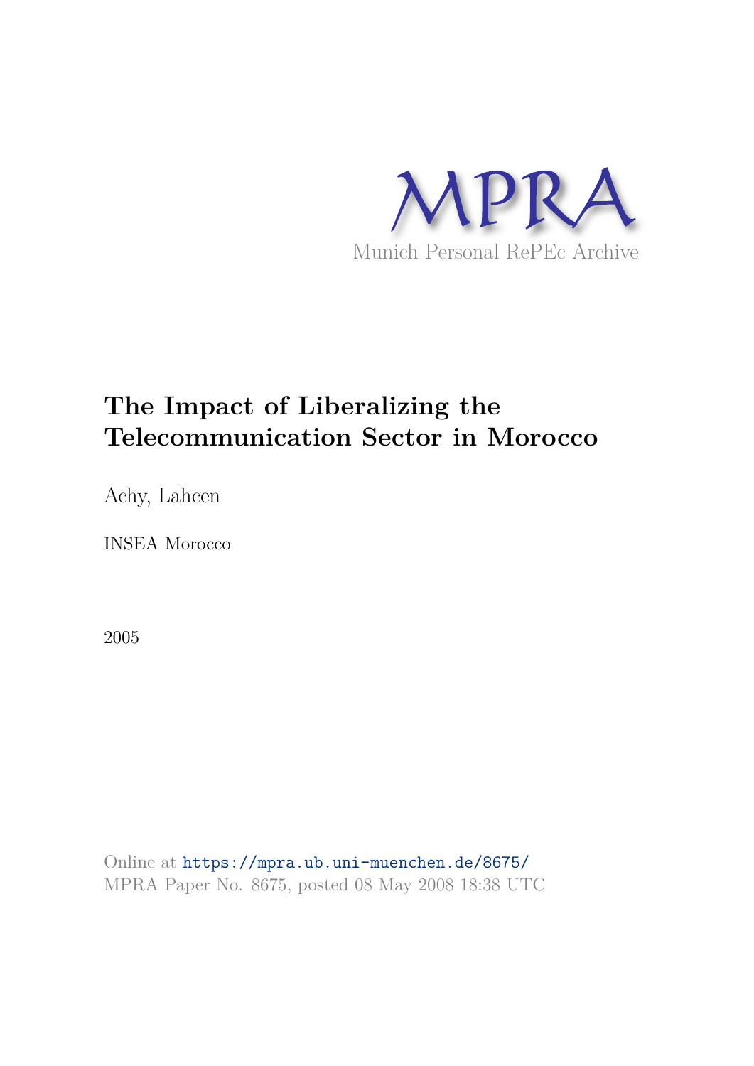MPRA

Munich Personal RePEc Archive

# The Impact of Liberalizing the Telecommunication Sector in Morocco

Achy, Lahcen

INSEA Morocco

2005

Online at https://mpra.ub.uni-muenchen.de/8675/
MPRA Paper No. 8675, posted 08 May 2008 18:38 UTC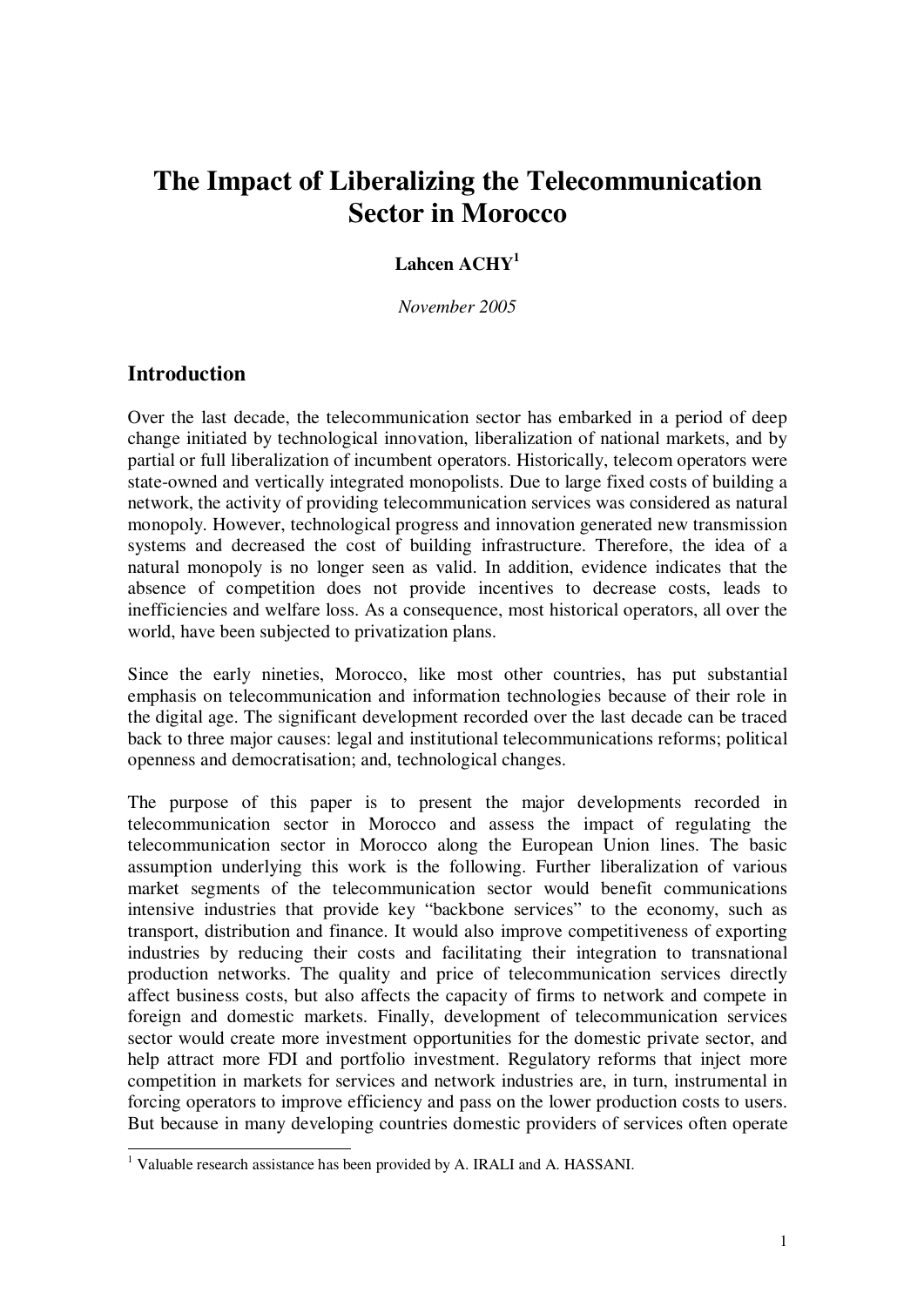# The Impact of Liberalizing the Telecommunication Sector in Morocco

**Lahcen ACHY**[1]

*November 2005*

## Introduction

Over the last decade, the telecommunication sector has embarked in a period of deep change initiated by technological innovation, liberalization of national markets, and by partial or full liberalization of incumbent operators. Historically, telecom operators were state-owned and vertically integrated monopolists. Due to large fixed costs of building a network, the activity of providing telecommunication services was considered as natural monopoly. However, technological progress and innovation generated new transmission systems and decreased the cost of building infrastructure. Therefore, the idea of a natural monopoly is no longer seen as valid. In addition, evidence indicates that the absence of competition does not provide incentives to decrease costs, leads to inefficiencies and welfare loss. As a consequence, most historical operators, all over the world, have been subjected to privatization plans.

Since the early nineties, Morocco, like most other countries, has put substantial emphasis on telecommunication and information technologies because of their role in the digital age. The significant development recorded over the last decade can be traced back to three major causes: legal and institutional telecommunications reforms; political openness and democratisation; and, technological changes.

The purpose of this paper is to present the major developments recorded in telecommunication sector in Morocco and assess the impact of regulating the telecommunication sector in Morocco along the European Union lines. The basic assumption underlying this work is the following. Further liberalization of various market segments of the telecommunication sector would benefit communications intensive industries that provide key "backbone services" to the economy, such as transport, distribution and finance. It would also improve competitiveness of exporting industries by reducing their costs and facilitating their integration to transnational production networks. The quality and price of telecommunication services directly affect business costs, but also affects the capacity of firms to network and compete in foreign and domestic markets. Finally, development of telecommunication services sector would create more investment opportunities for the domestic private sector, and help attract more FDI and portfolio investment. Regulatory reforms that inject more competition in markets for services and network industries are, in turn, instrumental in forcing operators to improve efficiency and pass on the lower production costs to users. But because in many developing countries domestic providers of services often operate

---

[1] Valuable research assistance has been provided by A. IRALI and A. HASSANI.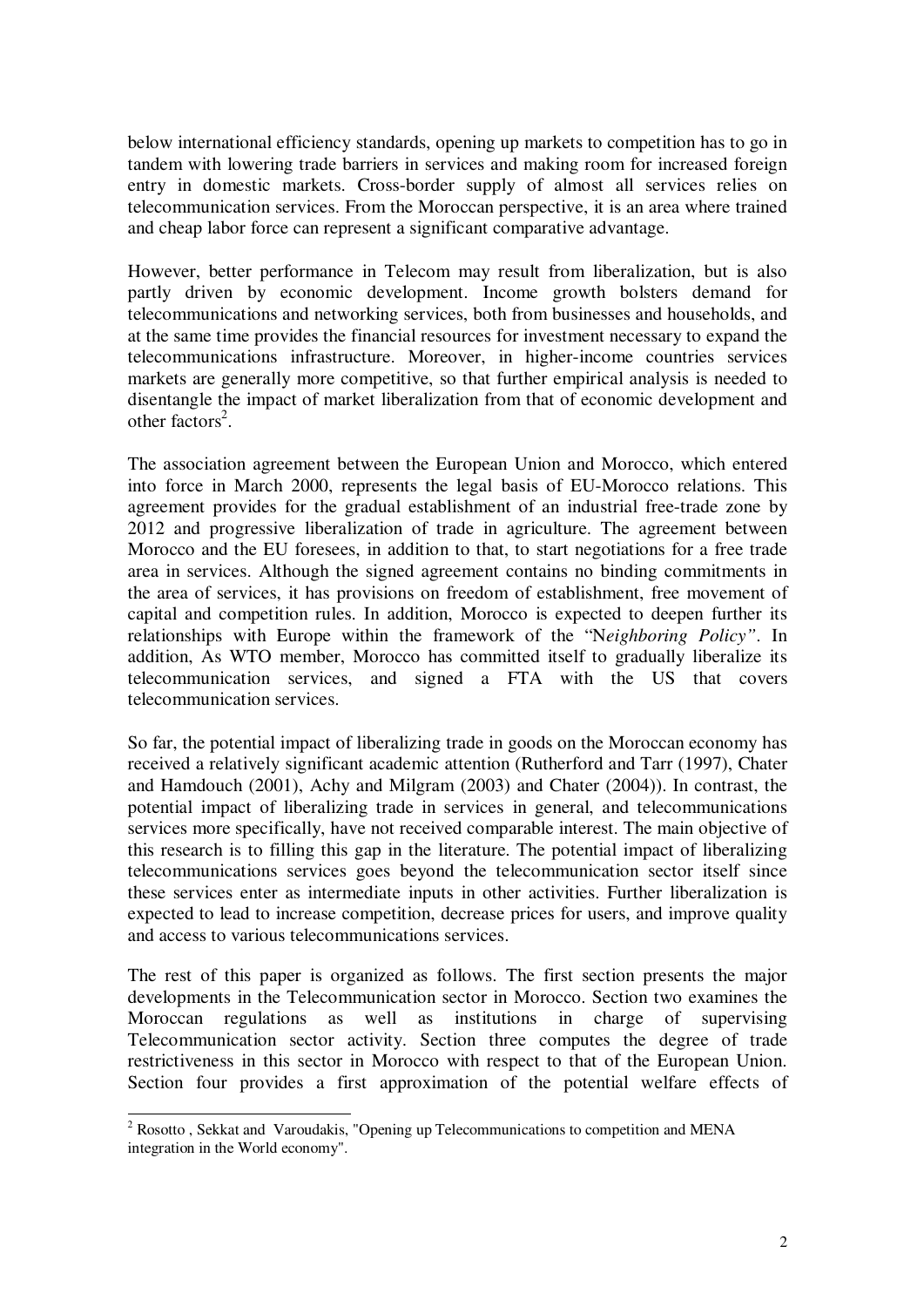below international efficiency standards, opening up markets to competition has to go in tandem with lowering trade barriers in services and making room for increased foreign entry in domestic markets. Cross-border supply of almost all services relies on telecommunication services. From the Moroccan perspective, it is an area where trained and cheap labor force can represent a significant comparative advantage.

However, better performance in Telecom may result from liberalization, but is also partly driven by economic development. Income growth bolsters demand for telecommunications and networking services, both from businesses and households, and at the same time provides the financial resources for investment necessary to expand the telecommunications infrastructure. Moreover, in higher-income countries services markets are generally more competitive, so that further empirical analysis is needed to disentangle the impact of market liberalization from that of economic development and other factors[2].

The association agreement between the European Union and Morocco, which entered into force in March 2000, represents the legal basis of EU-Morocco relations. This agreement provides for the gradual establishment of an industrial free-trade zone by 2012 and progressive liberalization of trade in agriculture. The agreement between Morocco and the EU foresees, in addition to that, to start negotiations for a free trade area in services. Although the signed agreement contains no binding commitments in the area of services, it has provisions on freedom of establishment, free movement of capital and competition rules. In addition, Morocco is expected to deepen further its relationships with Europe within the framework of the "N*eighboring Policy"*. In addition, As WTO member, Morocco has committed itself to gradually liberalize its telecommunication services, and signed a FTA with the US that covers telecommunication services.

So far, the potential impact of liberalizing trade in goods on the Moroccan economy has received a relatively significant academic attention (Rutherford and Tarr (1997), Chater and Hamdouch (2001), Achy and Milgram (2003) and Chater (2004)). In contrast, the potential impact of liberalizing trade in services in general, and telecommunications services more specifically, have not received comparable interest. The main objective of this research is to filling this gap in the literature. The potential impact of liberalizing telecommunications services goes beyond the telecommunication sector itself since these services enter as intermediate inputs in other activities. Further liberalization is expected to lead to increase competition, decrease prices for users, and improve quality and access to various telecommunications services.

The rest of this paper is organized as follows. The first section presents the major developments in the Telecommunication sector in Morocco. Section two examines the Moroccan regulations as well as institutions in charge of supervising Telecommunication sector activity. Section three computes the degree of trade restrictiveness in this sector in Morocco with respect to that of the European Union. Section four provides a first approximation of the potential welfare effects of

---

[2] Rosotto , Sekkat and Varoudakis, "Opening up Telecommunications to competition and MENA integration in the World economy".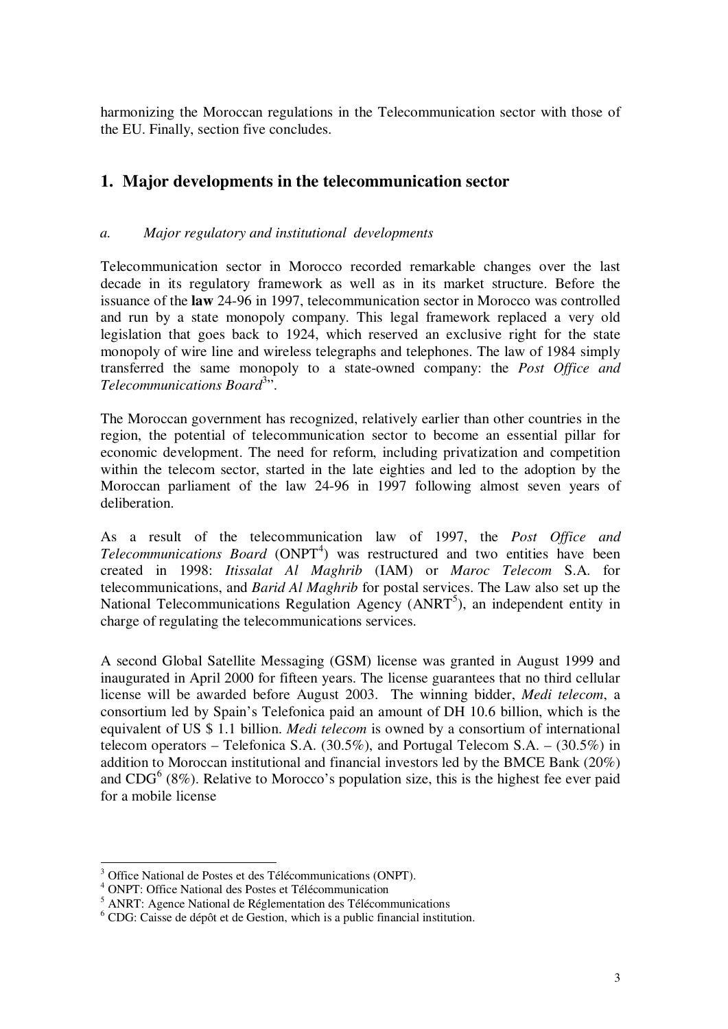harmonizing the Moroccan regulations in the Telecommunication sector with those of the EU. Finally, section five concludes.

## 1. Major developments in the telecommunication sector

### *a. Major regulatory and institutional developments*

Telecommunication sector in Morocco recorded remarkable changes over the last decade in its regulatory framework as well as in its market structure. Before the issuance of the **law** 24-96 in 1997, telecommunication sector in Morocco was controlled and run by a state monopoly company. This legal framework replaced a very old legislation that goes back to 1924, which reserved an exclusive right for the state monopoly of wire line and wireless telegraphs and telephones. The law of 1984 simply transferred the same monopoly to a state-owned company: the *Post Office and Telecommunications Board*[3]".

The Moroccan government has recognized, relatively earlier than other countries in the region, the potential of telecommunication sector to become an essential pillar for economic development. The need for reform, including privatization and competition within the telecom sector, started in the late eighties and led to the adoption by the Moroccan parliament of the law 24-96 in 1997 following almost seven years of deliberation.

As a result of the telecommunication law of 1997, the *Post Office and Telecommunications Board* (ONPT[4]) was restructured and two entities have been created in 1998: *Itissalat Al Maghrib* (IAM) or *Maroc Telecom* S.A. for telecommunications, and *Barid Al Maghrib* for postal services. The Law also set up the National Telecommunications Regulation Agency (ANRT[5]), an independent entity in charge of regulating the telecommunications services.

A second Global Satellite Messaging (GSM) license was granted in August 1999 and inaugurated in April 2000 for fifteen years. The license guarantees that no third cellular license will be awarded before August 2003. The winning bidder, *Medi telecom*, a consortium led by Spain's Telefonica paid an amount of DH 10.6 billion, which is the equivalent of US $ 1.1 billion. *Medi telecom* is owned by a consortium of international telecom operators – Telefonica S.A. (30.5%), and Portugal Telecom S.A. – (30.5%) in addition to Moroccan institutional and financial investors led by the BMCE Bank (20%) and CDG[6] (8%). Relative to Morocco's population size, this is the highest fee ever paid for a mobile license

---

[3] Office National de Postes et des Télécommunications (ONPT).

[4] ONPT: Office National des Postes et Télécommunication

[5] ANRT: Agence National de Réglementation des Télécommunications

[6] CDG: Caisse de dépôt et de Gestion, which is a public financial institution.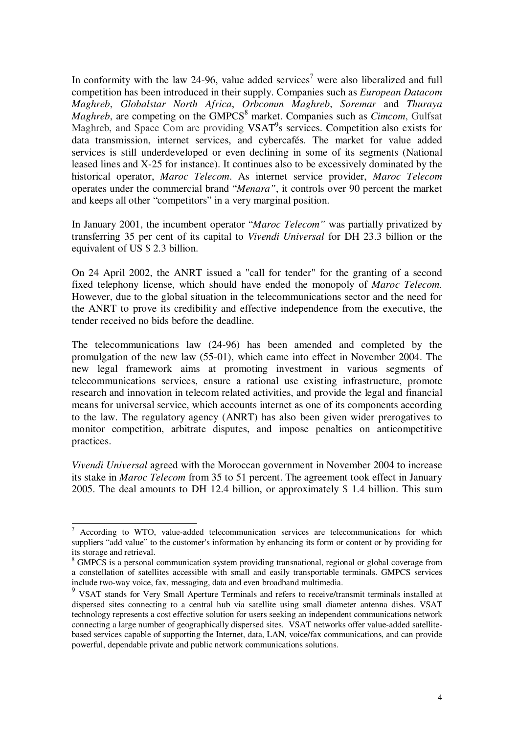In conformity with the law 24-96, value added services[7] were also liberalized and full competition has been introduced in their supply. Companies such as *European Datacom Maghreb*, *Globalstar North Africa*, *Orbcomm Maghreb*, *Soremar* and *Thuraya Maghreb*, are competing on the GMPCS[8] market. Companies such as *Cimcom*, Gulfsat Maghreb, and Space Com are providing VSAT[9]s services. Competition also exists for data transmission, internet services, and cybercafés. The market for value added services is still underdeveloped or even declining in some of its segments (National leased lines and X-25 for instance). It continues also to be excessively dominated by the historical operator, *Maroc Telecom*. As internet service provider, *Maroc Telecom* operates under the commercial brand "*Menara"*, it controls over 90 percent the market and keeps all other "competitors" in a very marginal position.

In January 2001, the incumbent operator "*Maroc Telecom"* was partially privatized by transferring 35 per cent of its capital to *Vivendi Universal* for DH 23.3 billion or the equivalent of US $ 2.3 billion.

On 24 April 2002, the ANRT issued a "call for tender" for the granting of a second fixed telephony license, which should have ended the monopoly of *Maroc Telecom*. However, due to the global situation in the telecommunications sector and the need for the ANRT to prove its credibility and effective independence from the executive, the tender received no bids before the deadline.

The telecommunications law (24-96) has been amended and completed by the promulgation of the new law (55-01), which came into effect in November 2004. The new legal framework aims at promoting investment in various segments of telecommunications services, ensure a rational use existing infrastructure, promote research and innovation in telecom related activities, and provide the legal and financial means for universal service, which accounts internet as one of its components according to the law. The regulatory agency (ANRT) has also been given wider prerogatives to monitor competition, arbitrate disputes, and impose penalties on anticompetitive practices.

*Vivendi Universal* agreed with the Moroccan government in November 2004 to increase its stake in *Maroc Telecom* from 35 to 51 percent. The agreement took effect in January 2005. The deal amounts to DH 12.4 billion, or approximately $ 1.4 billion. This sum

---

[7] According to WTO, value-added telecommunication services are telecommunications for which suppliers "add value" to the customer's information by enhancing its form or content or by providing for its storage and retrieval.

[8] GMPCS is a personal communication system providing transnational, regional or global coverage from a constellation of satellites accessible with small and easily transportable terminals. GMPCS services include two-way voice, fax, messaging, data and even broadband multimedia.

[9] VSAT stands for Very Small Aperture Terminals and refers to receive/transmit terminals installed at dispersed sites connecting to a central hub via satellite using small diameter antenna dishes. VSAT technology represents a cost effective solution for users seeking an independent communications network connecting a large number of geographically dispersed sites. VSAT networks offer value-added satellite-based services capable of supporting the Internet, data, LAN, voice/fax communications, and can provide powerful, dependable private and public network communications solutions.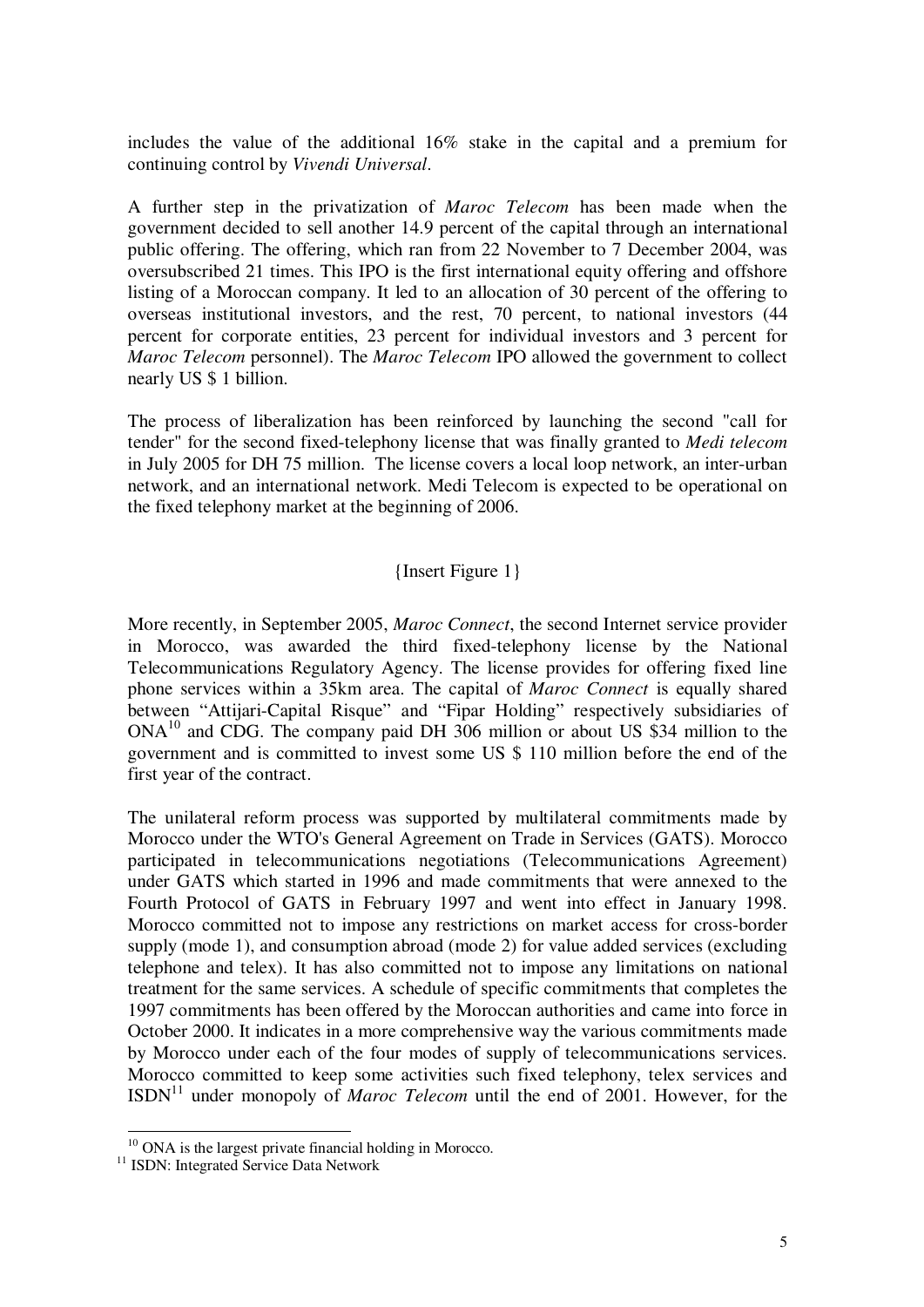includes the value of the additional 16% stake in the capital and a premium for continuing control by *Vivendi Universal*.

A further step in the privatization of *Maroc Telecom* has been made when the government decided to sell another 14.9 percent of the capital through an international public offering. The offering, which ran from 22 November to 7 December 2004, was oversubscribed 21 times. This IPO is the first international equity offering and offshore listing of a Moroccan company. It led to an allocation of 30 percent of the offering to overseas institutional investors, and the rest, 70 percent, to national investors (44 percent for corporate entities, 23 percent for individual investors and 3 percent for *Maroc Telecom* personnel). The *Maroc Telecom* IPO allowed the government to collect nearly US $ 1 billion.

The process of liberalization has been reinforced by launching the second "call for tender" for the second fixed-telephony license that was finally granted to *Medi telecom* in July 2005 for DH 75 million. The license covers a local loop network, an inter-urban network, and an international network. Medi Telecom is expected to be operational on the fixed telephony market at the beginning of 2006.

{Insert Figure 1}

More recently, in September 2005, *Maroc Connect*, the second Internet service provider in Morocco, was awarded the third fixed-telephony license by the National Telecommunications Regulatory Agency. The license provides for offering fixed line phone services within a 35km area. The capital of *Maroc Connect* is equally shared between "Attijari-Capital Risque" and "Fipar Holding" respectively subsidiaries of ONA[10] and CDG. The company paid DH 306 million or about US $34 million to the government and is committed to invest some US $ 110 million before the end of the first year of the contract.

The unilateral reform process was supported by multilateral commitments made by Morocco under the WTO's General Agreement on Trade in Services (GATS). Morocco participated in telecommunications negotiations (Telecommunications Agreement) under GATS which started in 1996 and made commitments that were annexed to the Fourth Protocol of GATS in February 1997 and went into effect in January 1998. Morocco committed not to impose any restrictions on market access for cross-border supply (mode 1), and consumption abroad (mode 2) for value added services (excluding telephone and telex). It has also committed not to impose any limitations on national treatment for the same services. A schedule of specific commitments that completes the 1997 commitments has been offered by the Moroccan authorities and came into force in October 2000. It indicates in a more comprehensive way the various commitments made by Morocco under each of the four modes of supply of telecommunications services. Morocco committed to keep some activities such fixed telephony, telex services and ISDN[11] under monopoly of *Maroc Telecom* until the end of 2001. However, for the

[10] ONA is the largest private financial holding in Morocco.

[11] ISDN: Integrated Service Data Network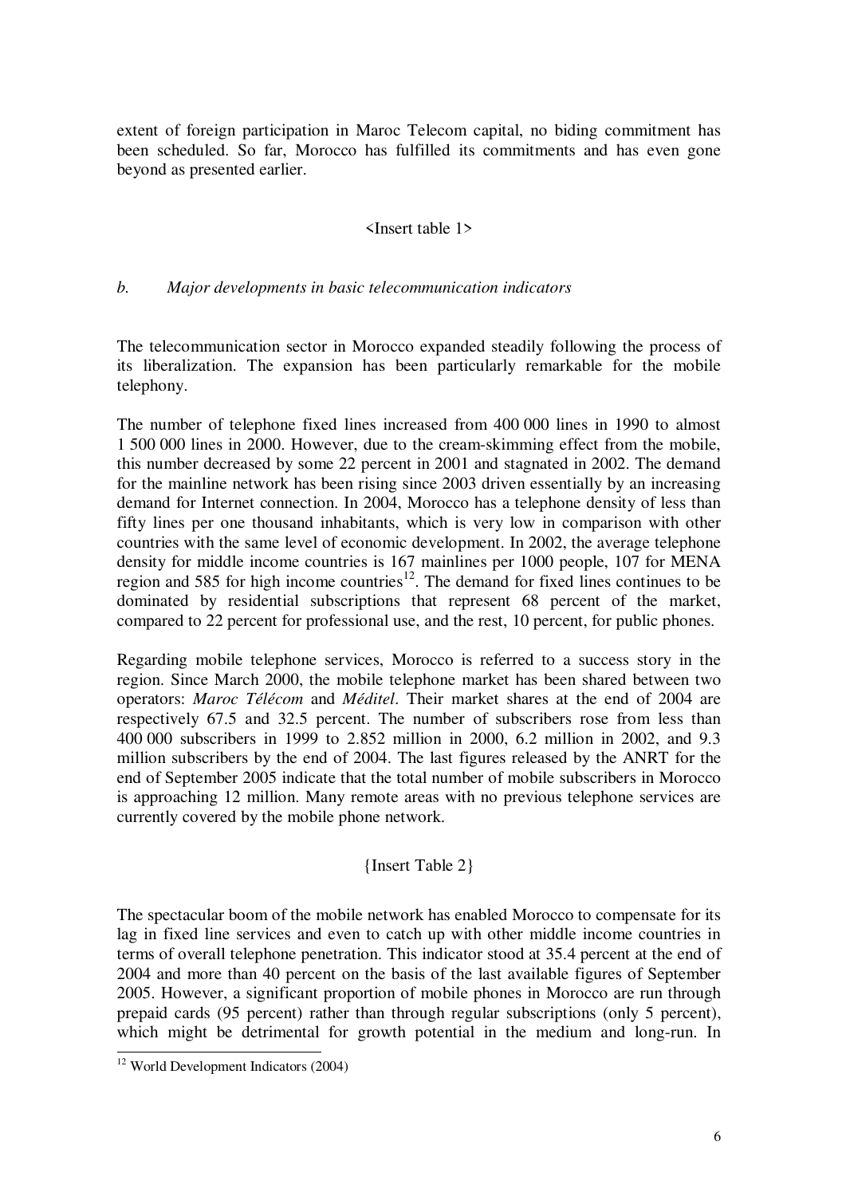extent of foreign participation in Maroc Telecom capital, no biding commitment has been scheduled. So far, Morocco has fulfilled its commitments and has even gone beyond as presented earlier.

<Insert table 1>

### *b. Major developments in basic telecommunication indicators*

The telecommunication sector in Morocco expanded steadily following the process of its liberalization. The expansion has been particularly remarkable for the mobile telephony.

The number of telephone fixed lines increased from 400 000 lines in 1990 to almost 1 500 000 lines in 2000. However, due to the cream-skimming effect from the mobile, this number decreased by some 22 percent in 2001 and stagnated in 2002. The demand for the mainline network has been rising since 2003 driven essentially by an increasing demand for Internet connection. In 2004, Morocco has a telephone density of less than fifty lines per one thousand inhabitants, which is very low in comparison with other countries with the same level of economic development. In 2002, the average telephone density for middle income countries is 167 mainlines per 1000 people, 107 for MENA region and 585 for high income countries[12]. The demand for fixed lines continues to be dominated by residential subscriptions that represent 68 percent of the market, compared to 22 percent for professional use, and the rest, 10 percent, for public phones.

Regarding mobile telephone services, Morocco is referred to a success story in the region. Since March 2000, the mobile telephone market has been shared between two operators: *Maroc Télécom* and *Méditel*. Their market shares at the end of 2004 are respectively 67.5 and 32.5 percent. The number of subscribers rose from less than 400 000 subscribers in 1999 to 2.852 million in 2000, 6.2 million in 2002, and 9.3 million subscribers by the end of 2004. The last figures released by the ANRT for the end of September 2005 indicate that the total number of mobile subscribers in Morocco is approaching 12 million. Many remote areas with no previous telephone services are currently covered by the mobile phone network.

{Insert Table 2}

The spectacular boom of the mobile network has enabled Morocco to compensate for its lag in fixed line services and even to catch up with other middle income countries in terms of overall telephone penetration. This indicator stood at 35.4 percent at the end of 2004 and more than 40 percent on the basis of the last available figures of September 2005. However, a significant proportion of mobile phones in Morocco are run through prepaid cards (95 percent) rather than through regular subscriptions (only 5 percent), which might be detrimental for growth potential in the medium and long-run. In

---

[12] World Development Indicators (2004)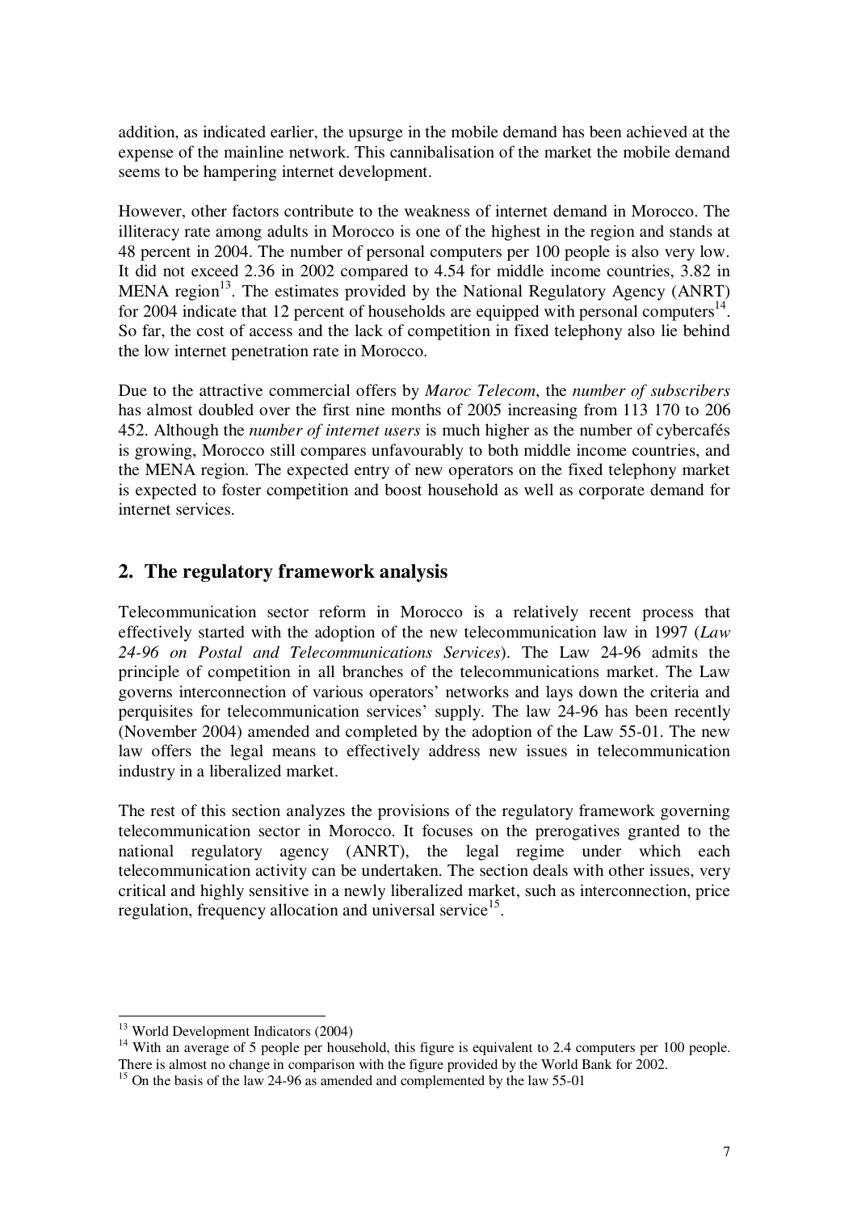addition, as indicated earlier, the upsurge in the mobile demand has been achieved at the expense of the mainline network. This cannibalisation of the market the mobile demand seems to be hampering internet development.

However, other factors contribute to the weakness of internet demand in Morocco. The illiteracy rate among adults in Morocco is one of the highest in the region and stands at 48 percent in 2004. The number of personal computers per 100 people is also very low. It did not exceed 2.36 in 2002 compared to 4.54 for middle income countries, 3.82 in MENA region[13]. The estimates provided by the National Regulatory Agency (ANRT) for 2004 indicate that 12 percent of households are equipped with personal computers[14]. So far, the cost of access and the lack of competition in fixed telephony also lie behind the low internet penetration rate in Morocco.

Due to the attractive commercial offers by *Maroc Telecom*, the *number of subscribers* has almost doubled over the first nine months of 2005 increasing from 113 170 to 206 452. Although the *number of internet users* is much higher as the number of cybercafés is growing, Morocco still compares unfavourably to both middle income countries, and the MENA region. The expected entry of new operators on the fixed telephony market is expected to foster competition and boost household as well as corporate demand for internet services.

## 2. The regulatory framework analysis

Telecommunication sector reform in Morocco is a relatively recent process that effectively started with the adoption of the new telecommunication law in 1997 (*Law 24-96 on Postal and Telecommunications Services*). The Law 24-96 admits the principle of competition in all branches of the telecommunications market. The Law governs interconnection of various operators' networks and lays down the criteria and perquisites for telecommunication services' supply. The law 24-96 has been recently (November 2004) amended and completed by the adoption of the Law 55-01. The new law offers the legal means to effectively address new issues in telecommunication industry in a liberalized market.

The rest of this section analyzes the provisions of the regulatory framework governing telecommunication sector in Morocco. It focuses on the prerogatives granted to the national regulatory agency (ANRT), the legal regime under which each telecommunication activity can be undertaken. The section deals with other issues, very critical and highly sensitive in a newly liberalized market, such as interconnection, price regulation, frequency allocation and universal service[15].

---

[13] World Development Indicators (2004)

[14] With an average of 5 people per household, this figure is equivalent to 2.4 computers per 100 people. There is almost no change in comparison with the figure provided by the World Bank for 2002.

[15] On the basis of the law 24-96 as amended and complemented by the law 55-01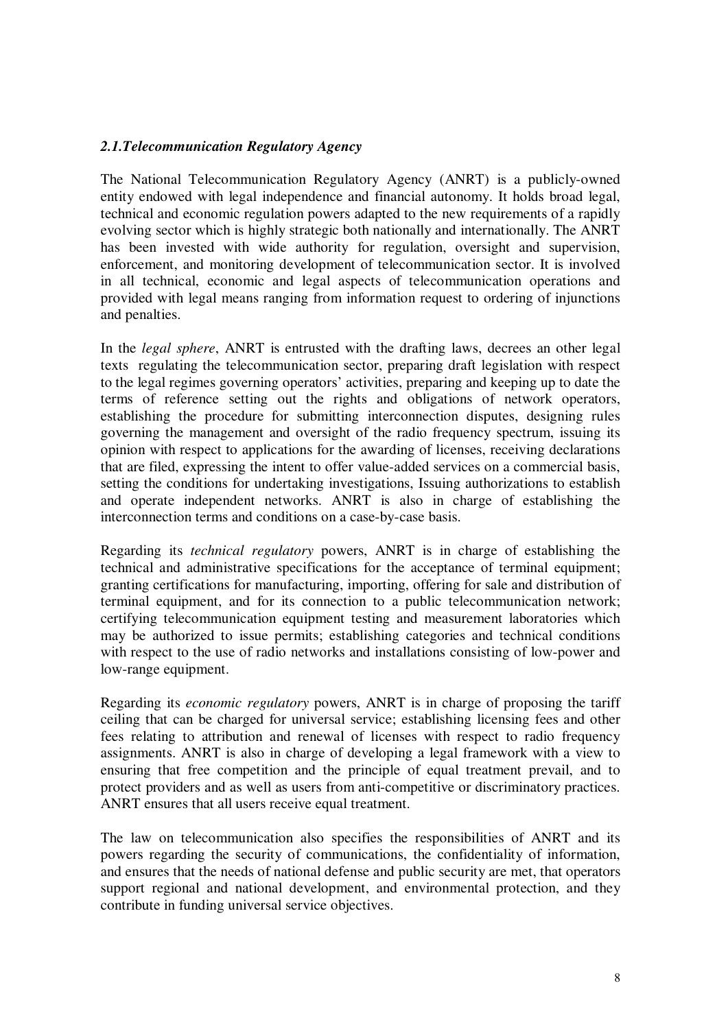### *2.1.Telecommunication Regulatory Agency*

The National Telecommunication Regulatory Agency (ANRT) is a publicly-owned entity endowed with legal independence and financial autonomy. It holds broad legal, technical and economic regulation powers adapted to the new requirements of a rapidly evolving sector which is highly strategic both nationally and internationally. The ANRT has been invested with wide authority for regulation, oversight and supervision, enforcement, and monitoring development of telecommunication sector. It is involved in all technical, economic and legal aspects of telecommunication operations and provided with legal means ranging from information request to ordering of injunctions and penalties.

In the *legal sphere*, ANRT is entrusted with the drafting laws, decrees an other legal texts regulating the telecommunication sector, preparing draft legislation with respect to the legal regimes governing operators' activities, preparing and keeping up to date the terms of reference setting out the rights and obligations of network operators, establishing the procedure for submitting interconnection disputes, designing rules governing the management and oversight of the radio frequency spectrum, issuing its opinion with respect to applications for the awarding of licenses, receiving declarations that are filed, expressing the intent to offer value-added services on a commercial basis, setting the conditions for undertaking investigations, Issuing authorizations to establish and operate independent networks. ANRT is also in charge of establishing the interconnection terms and conditions on a case-by-case basis.

Regarding its *technical regulatory* powers, ANRT is in charge of establishing the technical and administrative specifications for the acceptance of terminal equipment; granting certifications for manufacturing, importing, offering for sale and distribution of terminal equipment, and for its connection to a public telecommunication network; certifying telecommunication equipment testing and measurement laboratories which may be authorized to issue permits; establishing categories and technical conditions with respect to the use of radio networks and installations consisting of low-power and low-range equipment.

Regarding its *economic regulatory* powers, ANRT is in charge of proposing the tariff ceiling that can be charged for universal service; establishing licensing fees and other fees relating to attribution and renewal of licenses with respect to radio frequency assignments. ANRT is also in charge of developing a legal framework with a view to ensuring that free competition and the principle of equal treatment prevail, and to protect providers and as well as users from anti-competitive or discriminatory practices. ANRT ensures that all users receive equal treatment.

The law on telecommunication also specifies the responsibilities of ANRT and its powers regarding the security of communications, the confidentiality of information, and ensures that the needs of national defense and public security are met, that operators support regional and national development, and environmental protection, and they contribute in funding universal service objectives.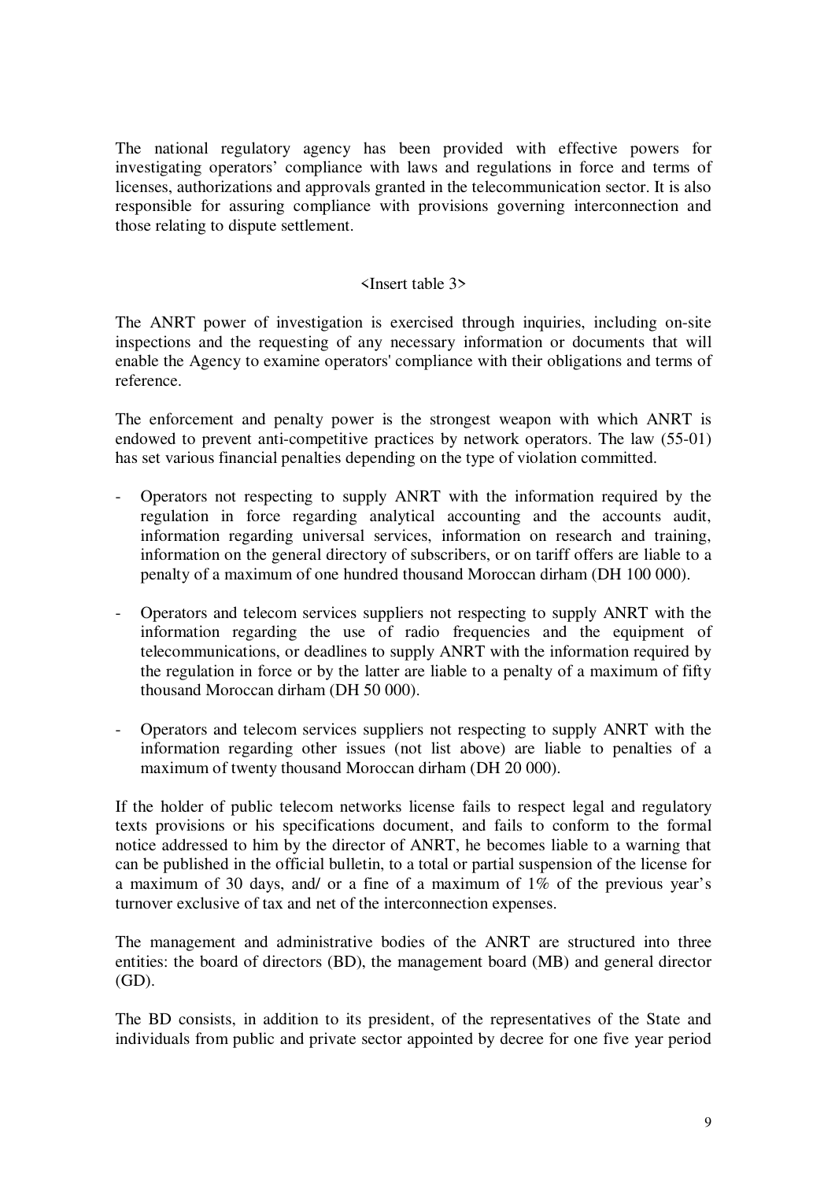The national regulatory agency has been provided with effective powers for investigating operators' compliance with laws and regulations in force and terms of licenses, authorizations and approvals granted in the telecommunication sector. It is also responsible for assuring compliance with provisions governing interconnection and those relating to dispute settlement.

<Insert table 3>

The ANRT power of investigation is exercised through inquiries, including on-site inspections and the requesting of any necessary information or documents that will enable the Agency to examine operators' compliance with their obligations and terms of reference.

The enforcement and penalty power is the strongest weapon with which ANRT is endowed to prevent anti-competitive practices by network operators. The law (55-01) has set various financial penalties depending on the type of violation committed.

- Operators not respecting to supply ANRT with the information required by the regulation in force regarding analytical accounting and the accounts audit, information regarding universal services, information on research and training, information on the general directory of subscribers, or on tariff offers are liable to a penalty of a maximum of one hundred thousand Moroccan dirham (DH 100 000).

- Operators and telecom services suppliers not respecting to supply ANRT with the information regarding the use of radio frequencies and the equipment of telecommunications, or deadlines to supply ANRT with the information required by the regulation in force or by the latter are liable to a penalty of a maximum of fifty thousand Moroccan dirham (DH 50 000).

- Operators and telecom services suppliers not respecting to supply ANRT with the information regarding other issues (not list above) are liable to penalties of a maximum of twenty thousand Moroccan dirham (DH 20 000).

If the holder of public telecom networks license fails to respect legal and regulatory texts provisions or his specifications document, and fails to conform to the formal notice addressed to him by the director of ANRT, he becomes liable to a warning that can be published in the official bulletin, to a total or partial suspension of the license for a maximum of 30 days, and/ or a fine of a maximum of 1% of the previous year's turnover exclusive of tax and net of the interconnection expenses.

The management and administrative bodies of the ANRT are structured into three entities: the board of directors (BD), the management board (MB) and general director (GD).

The BD consists, in addition to its president, of the representatives of the State and individuals from public and private sector appointed by decree for one five year period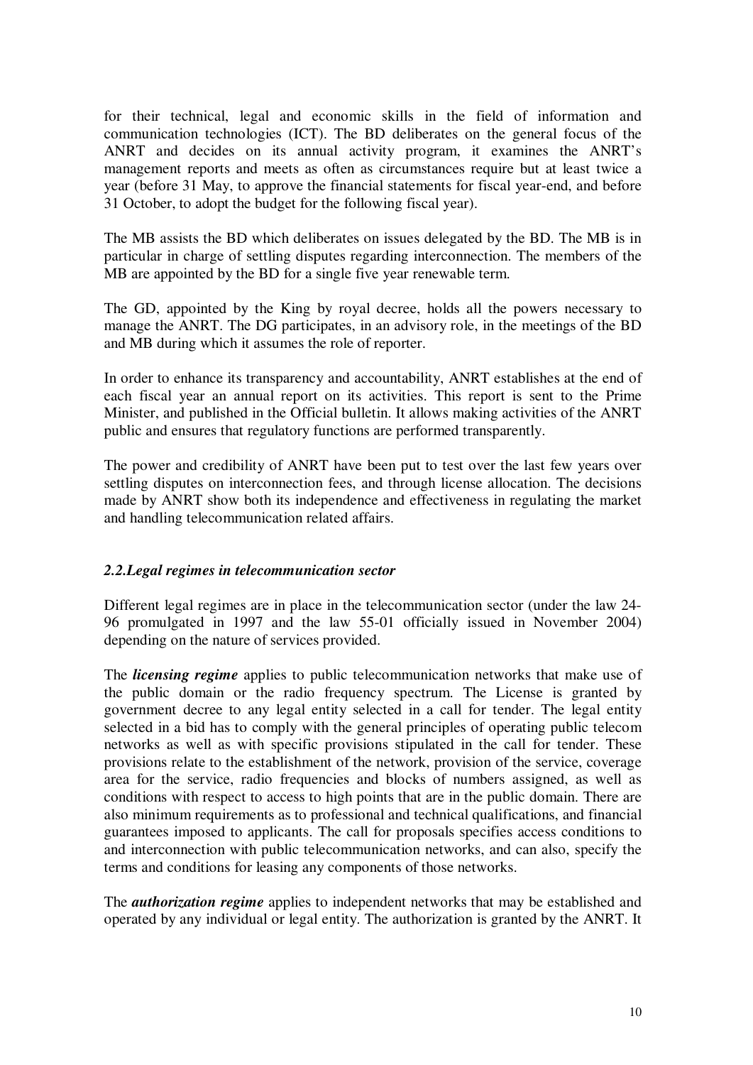for their technical, legal and economic skills in the field of information and communication technologies (ICT). The BD deliberates on the general focus of the ANRT and decides on its annual activity program, it examines the ANRT's management reports and meets as often as circumstances require but at least twice a year (before 31 May, to approve the financial statements for fiscal year-end, and before 31 October, to adopt the budget for the following fiscal year).

The MB assists the BD which deliberates on issues delegated by the BD. The MB is in particular in charge of settling disputes regarding interconnection. The members of the MB are appointed by the BD for a single five year renewable term.

The GD, appointed by the King by royal decree, holds all the powers necessary to manage the ANRT. The DG participates, in an advisory role, in the meetings of the BD and MB during which it assumes the role of reporter.

In order to enhance its transparency and accountability, ANRT establishes at the end of each fiscal year an annual report on its activities. This report is sent to the Prime Minister, and published in the Official bulletin. It allows making activities of the ANRT public and ensures that regulatory functions are performed transparently.

The power and credibility of ANRT have been put to test over the last few years over settling disputes on interconnection fees, and through license allocation. The decisions made by ANRT show both its independence and effectiveness in regulating the market and handling telecommunication related affairs.

### *2.2.Legal regimes in telecommunication sector*

Different legal regimes are in place in the telecommunication sector (under the law 24-96 promulgated in 1997 and the law 55-01 officially issued in November 2004) depending on the nature of services provided.

The ***licensing regime*** applies to public telecommunication networks that make use of the public domain or the radio frequency spectrum. The License is granted by government decree to any legal entity selected in a call for tender. The legal entity selected in a bid has to comply with the general principles of operating public telecom networks as well as with specific provisions stipulated in the call for tender. These provisions relate to the establishment of the network, provision of the service, coverage area for the service, radio frequencies and blocks of numbers assigned, as well as conditions with respect to access to high points that are in the public domain. There are also minimum requirements as to professional and technical qualifications, and financial guarantees imposed to applicants. The call for proposals specifies access conditions to and interconnection with public telecommunication networks, and can also, specify the terms and conditions for leasing any components of those networks.

The ***authorization regime*** applies to independent networks that may be established and operated by any individual or legal entity. The authorization is granted by the ANRT. It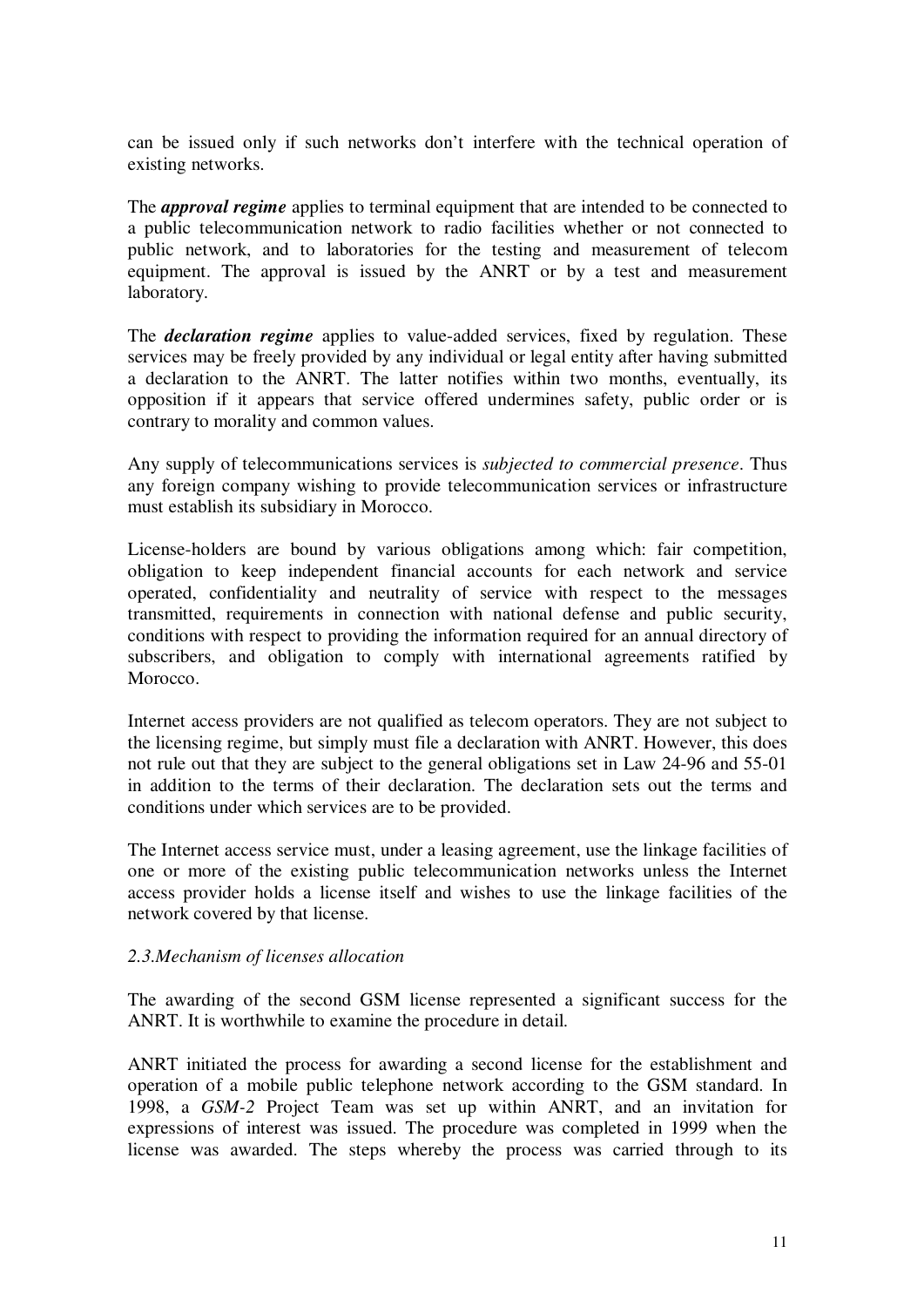can be issued only if such networks don't interfere with the technical operation of existing networks.

The ***approval regime*** applies to terminal equipment that are intended to be connected to a public telecommunication network to radio facilities whether or not connected to public network, and to laboratories for the testing and measurement of telecom equipment. The approval is issued by the ANRT or by a test and measurement laboratory.

The ***declaration regime*** applies to value-added services, fixed by regulation. These services may be freely provided by any individual or legal entity after having submitted a declaration to the ANRT. The latter notifies within two months, eventually, its opposition if it appears that service offered undermines safety, public order or is contrary to morality and common values.

Any supply of telecommunications services is *subjected to commercial presence*. Thus any foreign company wishing to provide telecommunication services or infrastructure must establish its subsidiary in Morocco.

License-holders are bound by various obligations among which: fair competition, obligation to keep independent financial accounts for each network and service operated, confidentiality and neutrality of service with respect to the messages transmitted, requirements in connection with national defense and public security, conditions with respect to providing the information required for an annual directory of subscribers, and obligation to comply with international agreements ratified by Morocco.

Internet access providers are not qualified as telecom operators. They are not subject to the licensing regime, but simply must file a declaration with ANRT. However, this does not rule out that they are subject to the general obligations set in Law 24-96 and 55-01 in addition to the terms of their declaration. The declaration sets out the terms and conditions under which services are to be provided.

The Internet access service must, under a leasing agreement, use the linkage facilities of one or more of the existing public telecommunication networks unless the Internet access provider holds a license itself and wishes to use the linkage facilities of the network covered by that license.

*2.3.Mechanism of licenses allocation*

The awarding of the second GSM license represented a significant success for the ANRT. It is worthwhile to examine the procedure in detail.

ANRT initiated the process for awarding a second license for the establishment and operation of a mobile public telephone network according to the GSM standard. In 1998, a *GSM-2* Project Team was set up within ANRT, and an invitation for expressions of interest was issued. The procedure was completed in 1999 when the license was awarded. The steps whereby the process was carried through to its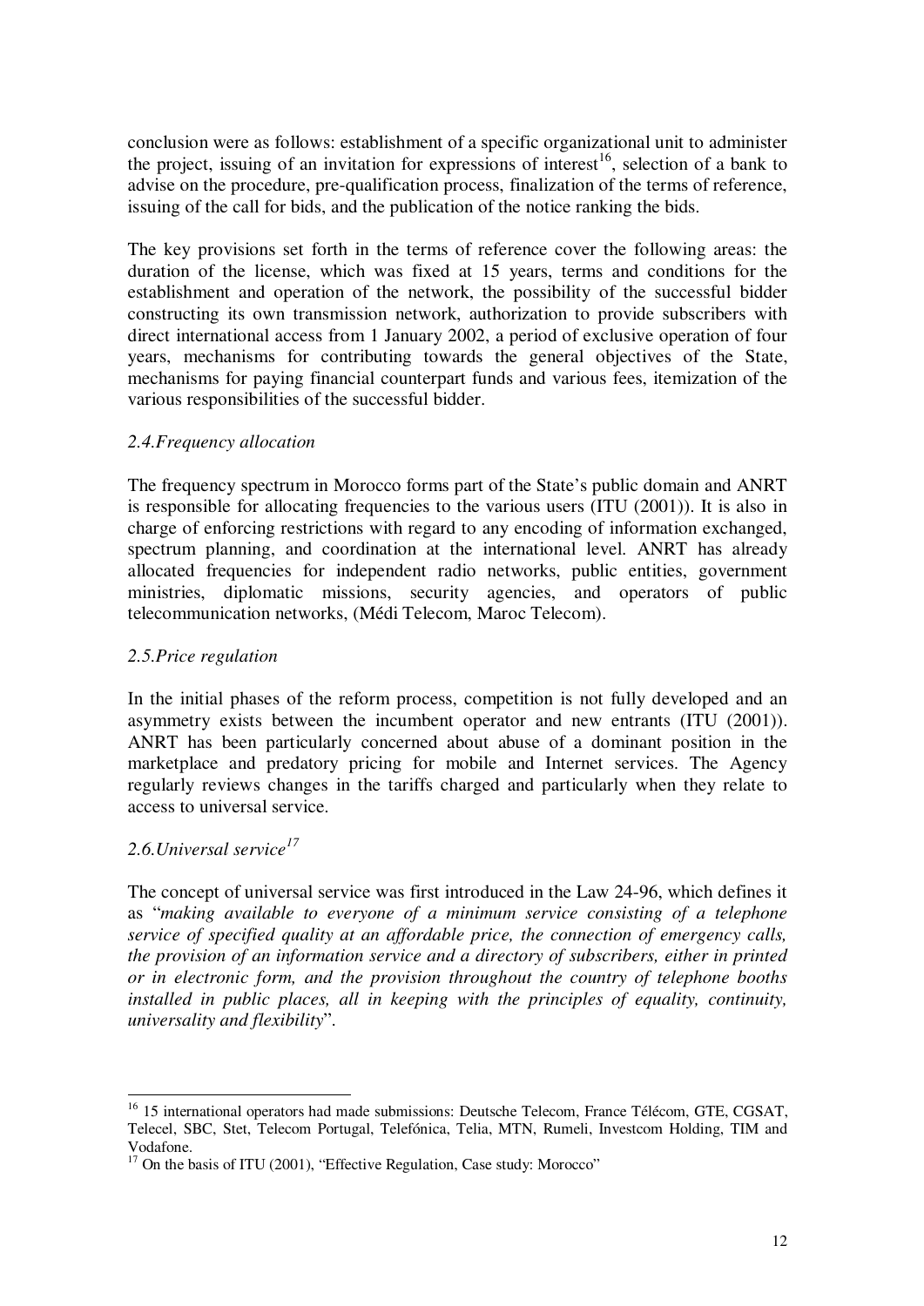conclusion were as follows: establishment of a specific organizational unit to administer the project, issuing of an invitation for expressions of interest[16], selection of a bank to advise on the procedure, pre-qualification process, finalization of the terms of reference, issuing of the call for bids, and the publication of the notice ranking the bids.

The key provisions set forth in the terms of reference cover the following areas: the duration of the license, which was fixed at 15 years, terms and conditions for the establishment and operation of the network, the possibility of the successful bidder constructing its own transmission network, authorization to provide subscribers with direct international access from 1 January 2002, a period of exclusive operation of four years, mechanisms for contributing towards the general objectives of the State, mechanisms for paying financial counterpart funds and various fees, itemization of the various responsibilities of the successful bidder.

### *2.4.Frequency allocation*

The frequency spectrum in Morocco forms part of the State's public domain and ANRT is responsible for allocating frequencies to the various users (ITU (2001)). It is also in charge of enforcing restrictions with regard to any encoding of information exchanged, spectrum planning, and coordination at the international level. ANRT has already allocated frequencies for independent radio networks, public entities, government ministries, diplomatic missions, security agencies, and operators of public telecommunication networks, (Médi Telecom, Maroc Telecom).

### *2.5.Price regulation*

In the initial phases of the reform process, competition is not fully developed and an asymmetry exists between the incumbent operator and new entrants (ITU (2001)). ANRT has been particularly concerned about abuse of a dominant position in the marketplace and predatory pricing for mobile and Internet services. The Agency regularly reviews changes in the tariffs charged and particularly when they relate to access to universal service.

### *2.6.Universal service[17]*

The concept of universal service was first introduced in the Law 24-96, which defines it as "*making available to everyone of a minimum service consisting of a telephone service of specified quality at an affordable price, the connection of emergency calls, the provision of an information service and a directory of subscribers, either in printed or in electronic form, and the provision throughout the country of telephone booths installed in public places, all in keeping with the principles of equality, continuity, universality and flexibility*".

---

[16] 15 international operators had made submissions: Deutsche Telecom, France Télécom, GTE, CGSAT, Telecel, SBC, Stet, Telecom Portugal, Telefónica, Telia, MTN, Rumeli, Investcom Holding, TIM and Vodafone.

[17] On the basis of ITU (2001), "Effective Regulation, Case study: Morocco"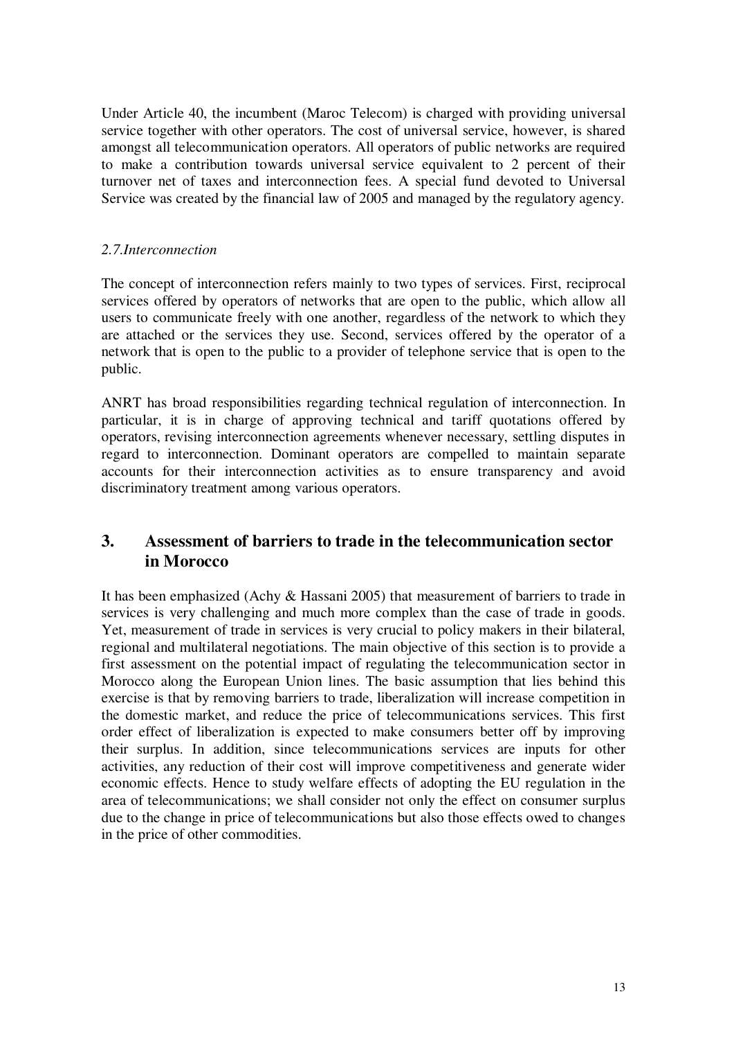Under Article 40, the incumbent (Maroc Telecom) is charged with providing universal service together with other operators. The cost of universal service, however, is shared amongst all telecommunication operators. All operators of public networks are required to make a contribution towards universal service equivalent to 2 percent of their turnover net of taxes and interconnection fees. A special fund devoted to Universal Service was created by the financial law of 2005 and managed by the regulatory agency.

### *2.7.Interconnection*

The concept of interconnection refers mainly to two types of services. First, reciprocal services offered by operators of networks that are open to the public, which allow all users to communicate freely with one another, regardless of the network to which they are attached or the services they use. Second, services offered by the operator of a network that is open to the public to a provider of telephone service that is open to the public.

ANRT has broad responsibilities regarding technical regulation of interconnection. In particular, it is in charge of approving technical and tariff quotations offered by operators, revising interconnection agreements whenever necessary, settling disputes in regard to interconnection. Dominant operators are compelled to maintain separate accounts for their interconnection activities as to ensure transparency and avoid discriminatory treatment among various operators.

## 3. Assessment of barriers to trade in the telecommunication sector in Morocco

It has been emphasized (Achy & Hassani 2005) that measurement of barriers to trade in services is very challenging and much more complex than the case of trade in goods. Yet, measurement of trade in services is very crucial to policy makers in their bilateral, regional and multilateral negotiations. The main objective of this section is to provide a first assessment on the potential impact of regulating the telecommunication sector in Morocco along the European Union lines. The basic assumption that lies behind this exercise is that by removing barriers to trade, liberalization will increase competition in the domestic market, and reduce the price of telecommunications services. This first order effect of liberalization is expected to make consumers better off by improving their surplus. In addition, since telecommunications services are inputs for other activities, any reduction of their cost will improve competitiveness and generate wider economic effects. Hence to study welfare effects of adopting the EU regulation in the area of telecommunications; we shall consider not only the effect on consumer surplus due to the change in price of telecommunications but also those effects owed to changes in the price of other commodities.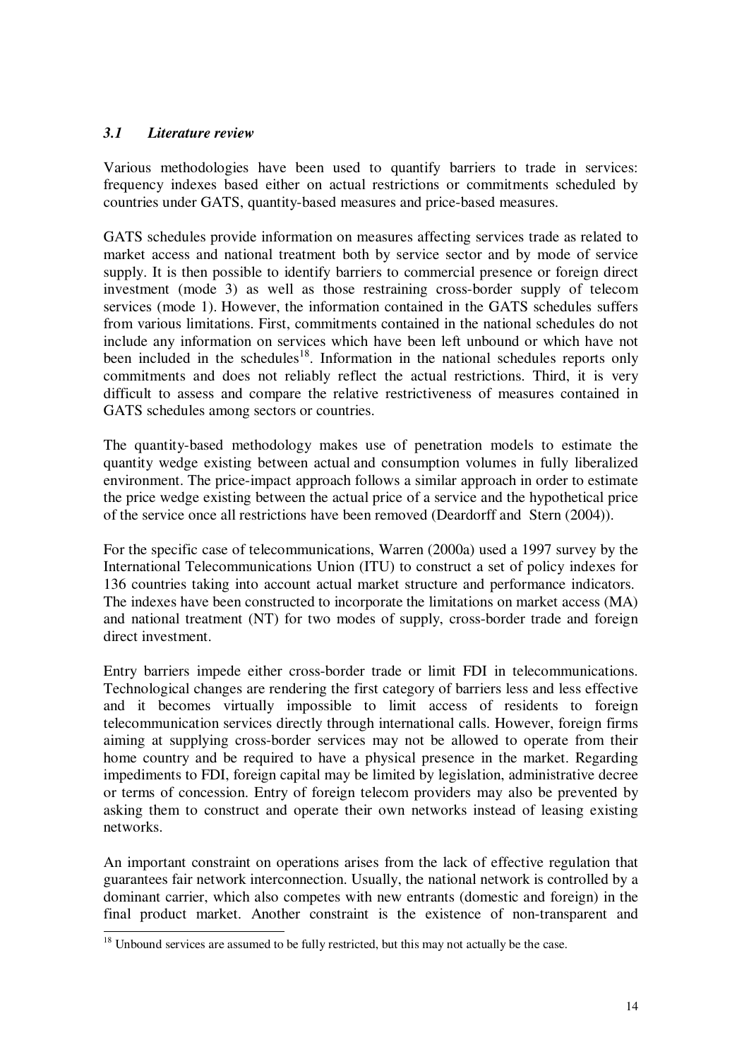### *3.1 Literature review*

Various methodologies have been used to quantify barriers to trade in services: frequency indexes based either on actual restrictions or commitments scheduled by countries under GATS, quantity-based measures and price-based measures.

GATS schedules provide information on measures affecting services trade as related to market access and national treatment both by service sector and by mode of service supply. It is then possible to identify barriers to commercial presence or foreign direct investment (mode 3) as well as those restraining cross-border supply of telecom services (mode 1). However, the information contained in the GATS schedules suffers from various limitations. First, commitments contained in the national schedules do not include any information on services which have been left unbound or which have not been included in the schedules[18]. Information in the national schedules reports only commitments and does not reliably reflect the actual restrictions. Third, it is very difficult to assess and compare the relative restrictiveness of measures contained in GATS schedules among sectors or countries.

The quantity-based methodology makes use of penetration models to estimate the quantity wedge existing between actual and consumption volumes in fully liberalized environment. The price-impact approach follows a similar approach in order to estimate the price wedge existing between the actual price of a service and the hypothetical price of the service once all restrictions have been removed (Deardorff and Stern (2004)).

For the specific case of telecommunications, Warren (2000a) used a 1997 survey by the International Telecommunications Union (ITU) to construct a set of policy indexes for 136 countries taking into account actual market structure and performance indicators. The indexes have been constructed to incorporate the limitations on market access (MA) and national treatment (NT) for two modes of supply, cross-border trade and foreign direct investment.

Entry barriers impede either cross-border trade or limit FDI in telecommunications. Technological changes are rendering the first category of barriers less and less effective and it becomes virtually impossible to limit access of residents to foreign telecommunication services directly through international calls. However, foreign firms aiming at supplying cross-border services may not be allowed to operate from their home country and be required to have a physical presence in the market. Regarding impediments to FDI, foreign capital may be limited by legislation, administrative decree or terms of concession. Entry of foreign telecom providers may also be prevented by asking them to construct and operate their own networks instead of leasing existing networks.

An important constraint on operations arises from the lack of effective regulation that guarantees fair network interconnection. Usually, the national network is controlled by a dominant carrier, which also competes with new entrants (domestic and foreign) in the final product market. Another constraint is the existence of non-transparent and

---

[18] Unbound services are assumed to be fully restricted, but this may not actually be the case.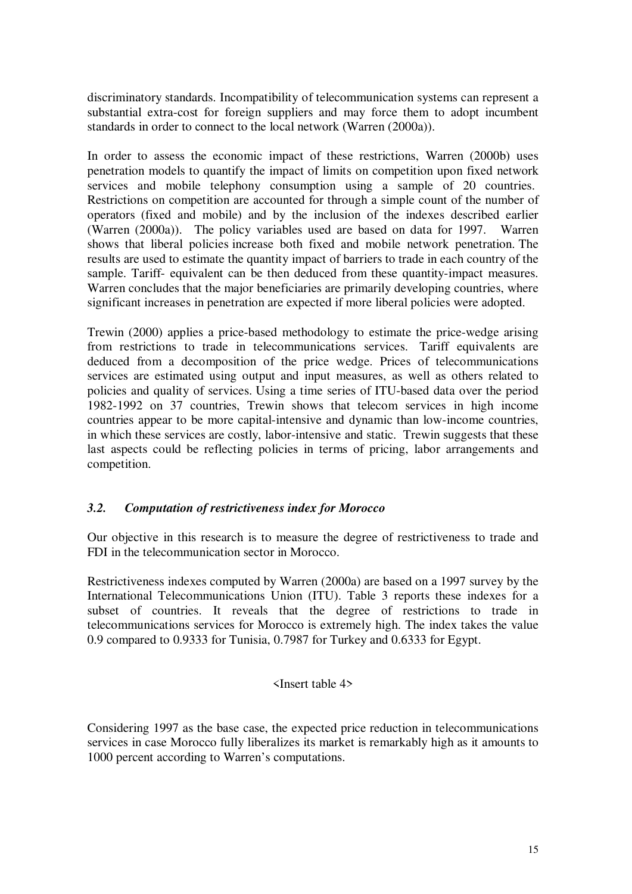discriminatory standards. Incompatibility of telecommunication systems can represent a substantial extra-cost for foreign suppliers and may force them to adopt incumbent standards in order to connect to the local network (Warren (2000a)).

In order to assess the economic impact of these restrictions, Warren (2000b) uses penetration models to quantify the impact of limits on competition upon fixed network services and mobile telephony consumption using a sample of 20 countries. Restrictions on competition are accounted for through a simple count of the number of operators (fixed and mobile) and by the inclusion of the indexes described earlier (Warren (2000a)). The policy variables used are based on data for 1997. Warren shows that liberal policies increase both fixed and mobile network penetration. The results are used to estimate the quantity impact of barriers to trade in each country of the sample. Tariff- equivalent can be then deduced from these quantity-impact measures. Warren concludes that the major beneficiaries are primarily developing countries, where significant increases in penetration are expected if more liberal policies were adopted.

Trewin (2000) applies a price-based methodology to estimate the price-wedge arising from restrictions to trade in telecommunications services. Tariff equivalents are deduced from a decomposition of the price wedge. Prices of telecommunications services are estimated using output and input measures, as well as others related to policies and quality of services. Using a time series of ITU-based data over the period 1982-1992 on 37 countries, Trewin shows that telecom services in high income countries appear to be more capital-intensive and dynamic than low-income countries, in which these services are costly, labor-intensive and static. Trewin suggests that these last aspects could be reflecting policies in terms of pricing, labor arrangements and competition.

### *3.2. Computation of restrictiveness index for Morocco*

Our objective in this research is to measure the degree of restrictiveness to trade and FDI in the telecommunication sector in Morocco.

Restrictiveness indexes computed by Warren (2000a) are based on a 1997 survey by the International Telecommunications Union (ITU). Table 3 reports these indexes for a subset of countries. It reveals that the degree of restrictions to trade in telecommunications services for Morocco is extremely high. The index takes the value 0.9 compared to 0.9333 for Tunisia, 0.7987 for Turkey and 0.6333 for Egypt.

<Insert table 4>

Considering 1997 as the base case, the expected price reduction in telecommunications services in case Morocco fully liberalizes its market is remarkably high as it amounts to 1000 percent according to Warren's computations.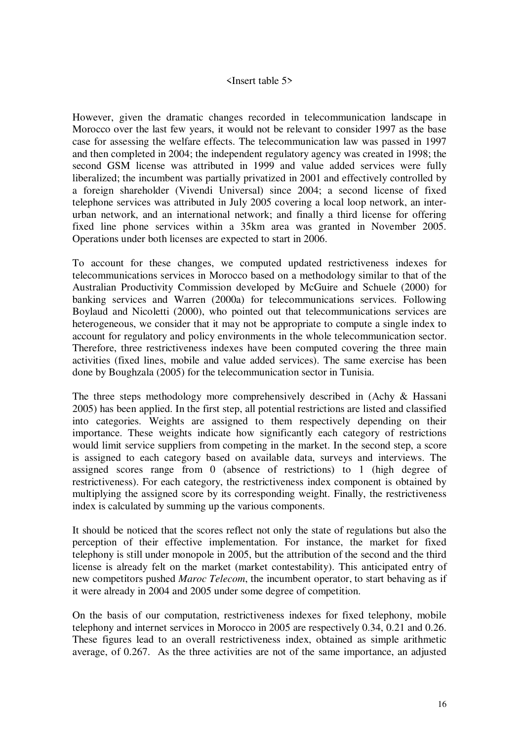<Insert table 5>

However, given the dramatic changes recorded in telecommunication landscape in Morocco over the last few years, it would not be relevant to consider 1997 as the base case for assessing the welfare effects. The telecommunication law was passed in 1997 and then completed in 2004; the independent regulatory agency was created in 1998; the second GSM license was attributed in 1999 and value added services were fully liberalized; the incumbent was partially privatized in 2001 and effectively controlled by a foreign shareholder (Vivendi Universal) since 2004; a second license of fixed telephone services was attributed in July 2005 covering a local loop network, an inter-urban network, and an international network; and finally a third license for offering fixed line phone services within a 35km area was granted in November 2005. Operations under both licenses are expected to start in 2006.

To account for these changes, we computed updated restrictiveness indexes for telecommunications services in Morocco based on a methodology similar to that of the Australian Productivity Commission developed by McGuire and Schuele (2000) for banking services and Warren (2000a) for telecommunications services. Following Boylaud and Nicoletti (2000), who pointed out that telecommunications services are heterogeneous, we consider that it may not be appropriate to compute a single index to account for regulatory and policy environments in the whole telecommunication sector. Therefore, three restrictiveness indexes have been computed covering the three main activities (fixed lines, mobile and value added services). The same exercise has been done by Boughzala (2005) for the telecommunication sector in Tunisia.

The three steps methodology more comprehensively described in (Achy & Hassani 2005) has been applied. In the first step, all potential restrictions are listed and classified into categories. Weights are assigned to them respectively depending on their importance. These weights indicate how significantly each category of restrictions would limit service suppliers from competing in the market. In the second step, a score is assigned to each category based on available data, surveys and interviews. The assigned scores range from 0 (absence of restrictions) to 1 (high degree of restrictiveness). For each category, the restrictiveness index component is obtained by multiplying the assigned score by its corresponding weight. Finally, the restrictiveness index is calculated by summing up the various components.

It should be noticed that the scores reflect not only the state of regulations but also the perception of their effective implementation. For instance, the market for fixed telephony is still under monopole in 2005, but the attribution of the second and the third license is already felt on the market (market contestability). This anticipated entry of new competitors pushed *Maroc Telecom*, the incumbent operator, to start behaving as if it were already in 2004 and 2005 under some degree of competition.

On the basis of our computation, restrictiveness indexes for fixed telephony, mobile telephony and internet services in Morocco in 2005 are respectively 0.34, 0.21 and 0.26. These figures lead to an overall restrictiveness index, obtained as simple arithmetic average, of 0.267. As the three activities are not of the same importance, an adjusted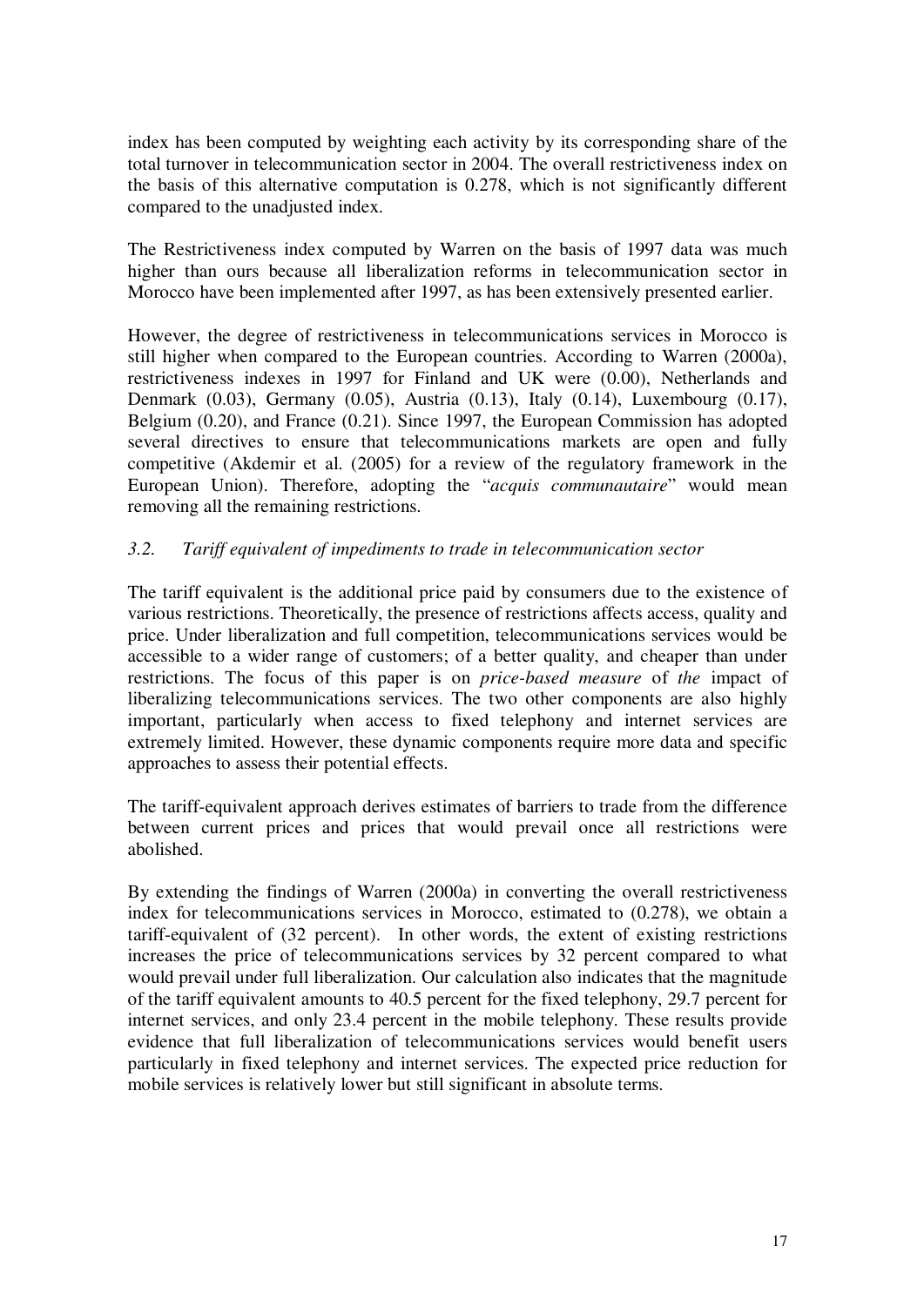index has been computed by weighting each activity by its corresponding share of the total turnover in telecommunication sector in 2004. The overall restrictiveness index on the basis of this alternative computation is 0.278, which is not significantly different compared to the unadjusted index.

The Restrictiveness index computed by Warren on the basis of 1997 data was much higher than ours because all liberalization reforms in telecommunication sector in Morocco have been implemented after 1997, as has been extensively presented earlier.

However, the degree of restrictiveness in telecommunications services in Morocco is still higher when compared to the European countries. According to Warren (2000a), restrictiveness indexes in 1997 for Finland and UK were (0.00), Netherlands and Denmark (0.03), Germany (0.05), Austria (0.13), Italy (0.14), Luxembourg (0.17), Belgium (0.20), and France (0.21). Since 1997, the European Commission has adopted several directives to ensure that telecommunications markets are open and fully competitive (Akdemir et al. (2005) for a review of the regulatory framework in the European Union). Therefore, adopting the "*acquis communautaire*" would mean removing all the remaining restrictions.

### *3.2. Tariff equivalent of impediments to trade in telecommunication sector*

The tariff equivalent is the additional price paid by consumers due to the existence of various restrictions. Theoretically, the presence of restrictions affects access, quality and price. Under liberalization and full competition, telecommunications services would be accessible to a wider range of customers; of a better quality, and cheaper than under restrictions. The focus of this paper is on *price-based measure* of *the* impact of liberalizing telecommunications services. The two other components are also highly important, particularly when access to fixed telephony and internet services are extremely limited. However, these dynamic components require more data and specific approaches to assess their potential effects.

The tariff-equivalent approach derives estimates of barriers to trade from the difference between current prices and prices that would prevail once all restrictions were abolished.

By extending the findings of Warren (2000a) in converting the overall restrictiveness index for telecommunications services in Morocco, estimated to (0.278), we obtain a tariff-equivalent of (32 percent). In other words, the extent of existing restrictions increases the price of telecommunications services by 32 percent compared to what would prevail under full liberalization. Our calculation also indicates that the magnitude of the tariff equivalent amounts to 40.5 percent for the fixed telephony, 29.7 percent for internet services, and only 23.4 percent in the mobile telephony. These results provide evidence that full liberalization of telecommunications services would benefit users particularly in fixed telephony and internet services. The expected price reduction for mobile services is relatively lower but still significant in absolute terms.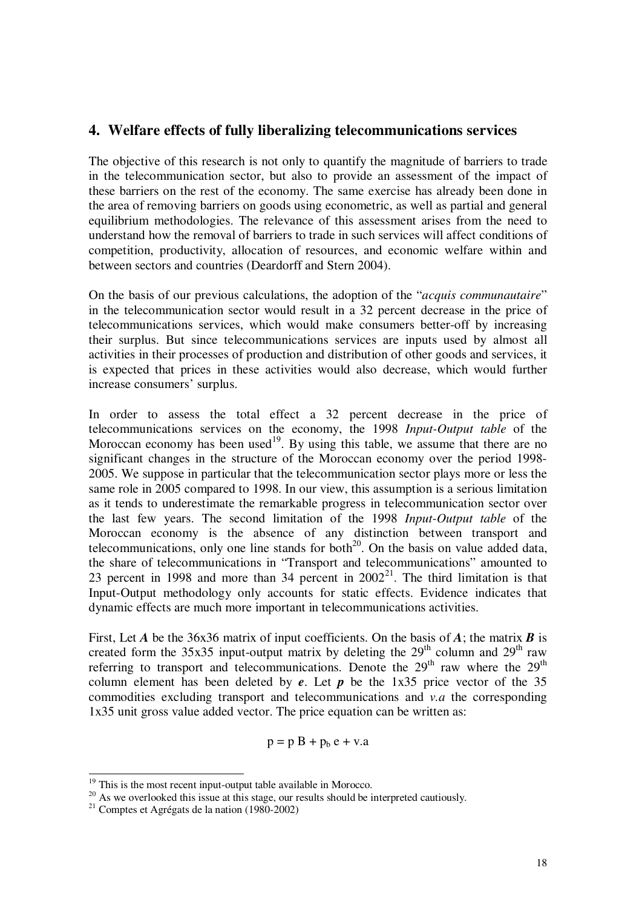## 4. Welfare effects of fully liberalizing telecommunications services

The objective of this research is not only to quantify the magnitude of barriers to trade in the telecommunication sector, but also to provide an assessment of the impact of these barriers on the rest of the economy. The same exercise has already been done in the area of removing barriers on goods using econometric, as well as partial and general equilibrium methodologies. The relevance of this assessment arises from the need to understand how the removal of barriers to trade in such services will affect conditions of competition, productivity, allocation of resources, and economic welfare within and between sectors and countries (Deardorff and Stern 2004).

On the basis of our previous calculations, the adoption of the "*acquis communautaire*" in the telecommunication sector would result in a 32 percent decrease in the price of telecommunications services, which would make consumers better-off by increasing their surplus. But since telecommunications services are inputs used by almost all activities in their processes of production and distribution of other goods and services, it is expected that prices in these activities would also decrease, which would further increase consumers' surplus.

In order to assess the total effect a 32 percent decrease in the price of telecommunications services on the economy, the 1998 *Input-Output table* of the Moroccan economy has been used[19]. By using this table, we assume that there are no significant changes in the structure of the Moroccan economy over the period 1998-2005. We suppose in particular that the telecommunication sector plays more or less the same role in 2005 compared to 1998. In our view, this assumption is a serious limitation as it tends to underestimate the remarkable progress in telecommunication sector over the last few years. The second limitation of the 1998 *Input-Output table* of the Moroccan economy is the absence of any distinction between transport and telecommunications, only one line stands for both[20]. On the basis on value added data, the share of telecommunications in "Transport and telecommunications" amounted to 23 percent in 1998 and more than 34 percent in 2002[21]. The third limitation is that Input-Output methodology only accounts for static effects. Evidence indicates that dynamic effects are much more important in telecommunications activities.

First, Let ***A*** be the 36x36 matrix of input coefficients. On the basis of ***A***; the matrix ***B*** is created form the 35x35 input-output matrix by deleting the 29[th] column and 29[th] raw referring to transport and telecommunications. Denote the 29[th] raw where the 29[th] column element has been deleted by ***e***. Let ***p*** be the 1x35 price vector of the 35 commodities excluding transport and telecommunications and *v.a* the corresponding 1x35 unit gross value added vector. The price equation can be written as:

$$p = p\,B + p_b\,e + v.a$$

---

[19] This is the most recent input-output table available in Morocco.

[20] As we overlooked this issue at this stage, our results should be interpreted cautiously.

[21] Comptes et Agrégats de la nation (1980-2002)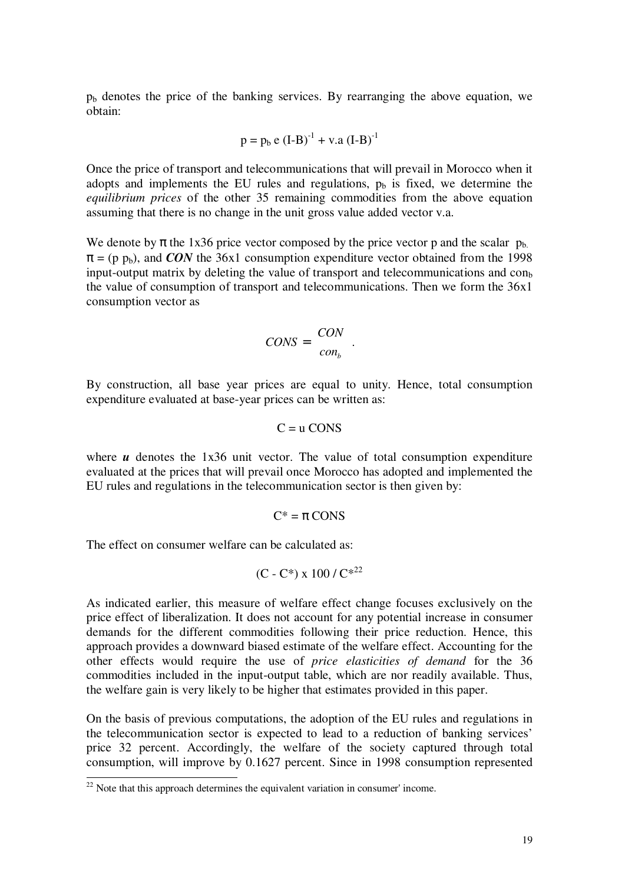$p_b$ denotes the price of the banking services. By rearranging the above equation, we obtain:

$$p = p_b\, e\, (I-B)^{-1} + v.a\, (I-B)^{-1}$$

Once the price of transport and telecommunications that will prevail in Morocco when it adopts and implements the EU rules and regulations, $p_b$ is fixed, we determine the *equilibrium prices* of the other 35 remaining commodities from the above equation assuming that there is no change in the unit gross value added vector v.a.

We denote by $\pi$ the 1x36 price vector composed by the price vector p and the scalar $p_b$. $\pi = (p\ p_b)$, and ***CON*** the 36x1 consumption expenditure vector obtained from the 1998 input-output matrix by deleting the value of transport and telecommunications and $con_b$ the value of consumption of transport and telecommunications. Then we form the 36x1 consumption vector as

$$CONS = \begin{matrix} CON \\ con_b \end{matrix} .$$

By construction, all base year prices are equal to unity. Hence, total consumption expenditure evaluated at base-year prices can be written as:

$$C = u\ CONS$$

where ***u*** denotes the 1x36 unit vector. The value of total consumption expenditure evaluated at the prices that will prevail once Morocco has adopted and implemented the EU rules and regulations in the telecommunication sector is then given by:

$$C^* = \pi\ CONS$$

The effect on consumer welfare can be calculated as:

$$(C - C^*) \times 100 / C^*$$ [22]

As indicated earlier, this measure of welfare effect change focuses exclusively on the price effect of liberalization. It does not account for any potential increase in consumer demands for the different commodities following their price reduction. Hence, this approach provides a downward biased estimate of the welfare effect. Accounting for the other effects would require the use of *price elasticities of demand* for the 36 commodities included in the input-output table, which are nor readily available. Thus, the welfare gain is very likely to be higher that estimates provided in this paper.

On the basis of previous computations, the adoption of the EU rules and regulations in the telecommunication sector is expected to lead to a reduction of banking services' price 32 percent. Accordingly, the welfare of the society captured through total consumption, will improve by 0.1627 percent. Since in 1998 consumption represented

[22] Note that this approach determines the equivalent variation in consumer' income.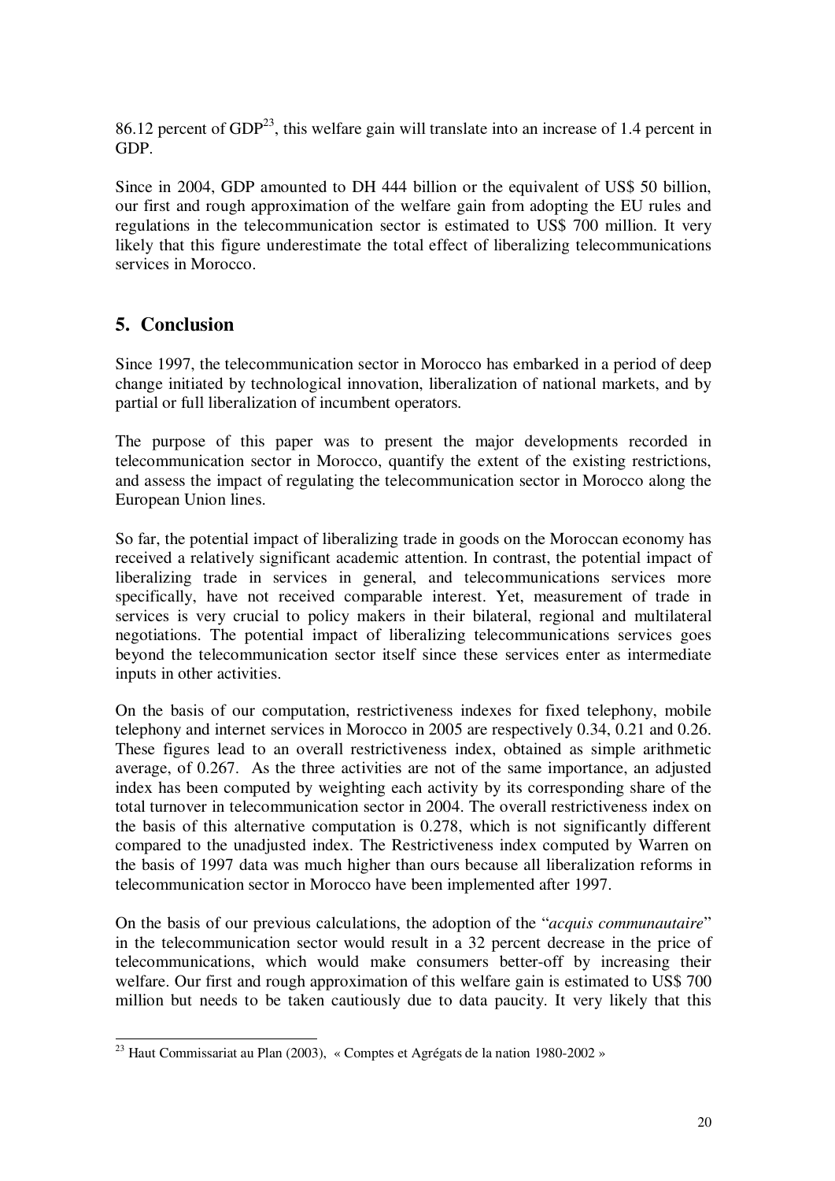86.12 percent of GDP[23], this welfare gain will translate into an increase of 1.4 percent in GDP.

Since in 2004, GDP amounted to DH 444 billion or the equivalent of US$ 50 billion, our first and rough approximation of the welfare gain from adopting the EU rules and regulations in the telecommunication sector is estimated to US$ 700 million. It very likely that this figure underestimate the total effect of liberalizing telecommunications services in Morocco.

## 5. Conclusion

Since 1997, the telecommunication sector in Morocco has embarked in a period of deep change initiated by technological innovation, liberalization of national markets, and by partial or full liberalization of incumbent operators.

The purpose of this paper was to present the major developments recorded in telecommunication sector in Morocco, quantify the extent of the existing restrictions, and assess the impact of regulating the telecommunication sector in Morocco along the European Union lines.

So far, the potential impact of liberalizing trade in goods on the Moroccan economy has received a relatively significant academic attention. In contrast, the potential impact of liberalizing trade in services in general, and telecommunications services more specifically, have not received comparable interest. Yet, measurement of trade in services is very crucial to policy makers in their bilateral, regional and multilateral negotiations. The potential impact of liberalizing telecommunications services goes beyond the telecommunication sector itself since these services enter as intermediate inputs in other activities.

On the basis of our computation, restrictiveness indexes for fixed telephony, mobile telephony and internet services in Morocco in 2005 are respectively 0.34, 0.21 and 0.26. These figures lead to an overall restrictiveness index, obtained as simple arithmetic average, of 0.267. As the three activities are not of the same importance, an adjusted index has been computed by weighting each activity by its corresponding share of the total turnover in telecommunication sector in 2004. The overall restrictiveness index on the basis of this alternative computation is 0.278, which is not significantly different compared to the unadjusted index. The Restrictiveness index computed by Warren on the basis of 1997 data was much higher than ours because all liberalization reforms in telecommunication sector in Morocco have been implemented after 1997.

On the basis of our previous calculations, the adoption of the "*acquis communautaire*" in the telecommunication sector would result in a 32 percent decrease in the price of telecommunications, which would make consumers better-off by increasing their welfare. Our first and rough approximation of this welfare gain is estimated to US$ 700 million but needs to be taken cautiously due to data paucity. It very likely that this

---

[23] Haut Commissariat au Plan (2003), « Comptes et Agrégats de la nation 1980-2002 »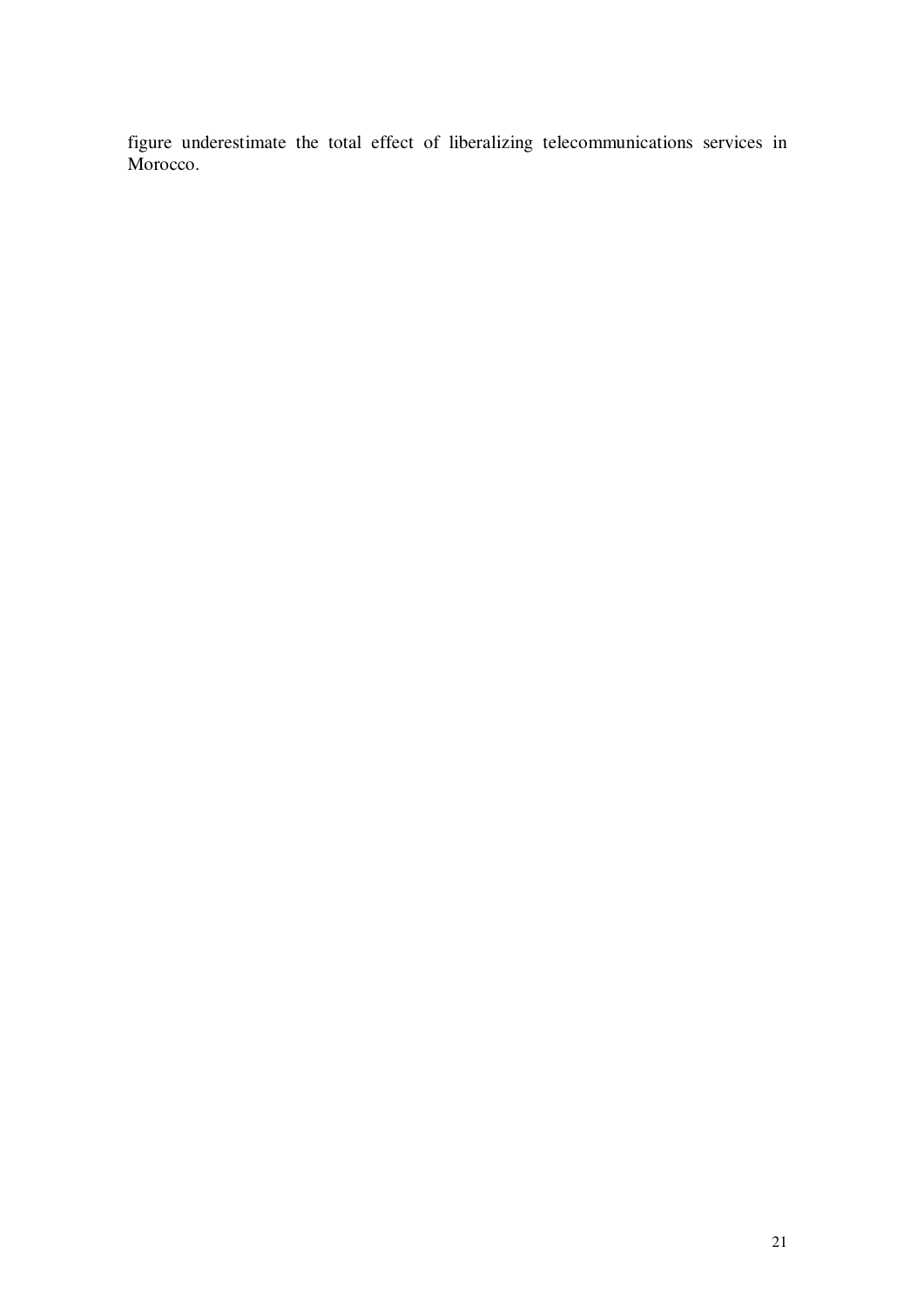figure underestimate the total effect of liberalizing telecommunications services in Morocco.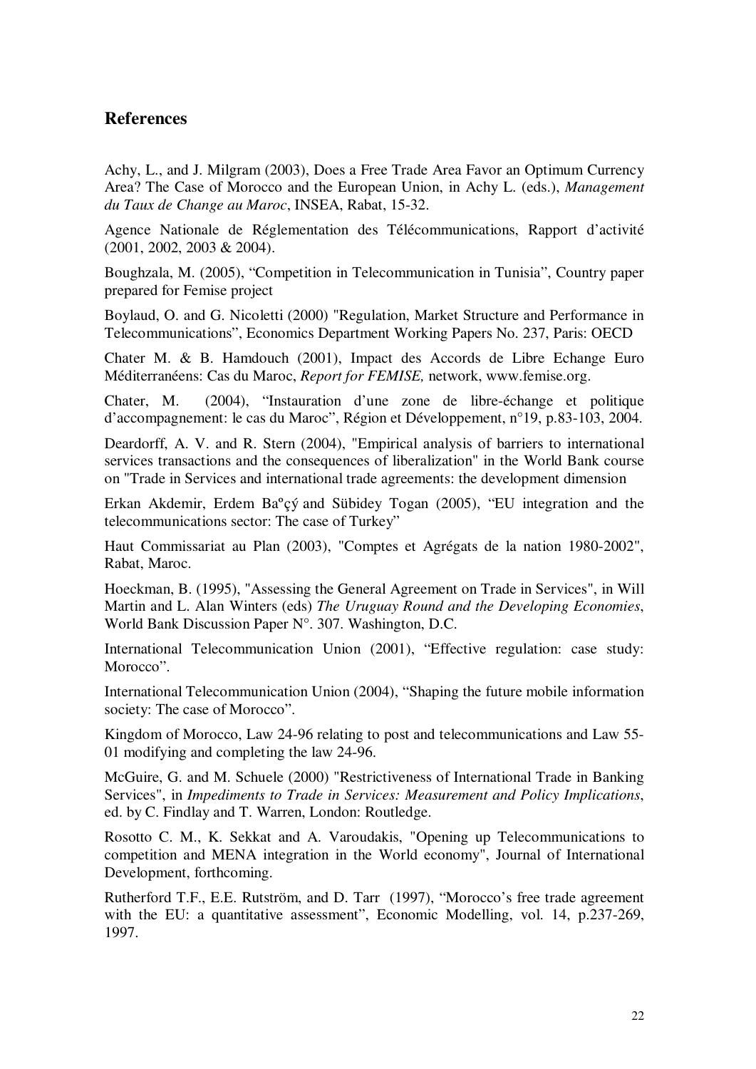## References

Achy, L., and J. Milgram (2003), Does a Free Trade Area Favor an Optimum Currency Area? The Case of Morocco and the European Union, in Achy L. (eds.), *Management du Taux de Change au Maroc*, INSEA, Rabat, 15-32.

Agence Nationale de Réglementation des Télécommunications, Rapport d'activité (2001, 2002, 2003 & 2004).

Boughzala, M. (2005), "Competition in Telecommunication in Tunisia", Country paper prepared for Femise project

Boylaud, O. and G. Nicoletti (2000) "Regulation, Market Structure and Performance in Telecommunications", Economics Department Working Papers No. 237, Paris: OECD

Chater M. & B. Hamdouch (2001), Impact des Accords de Libre Echange Euro Méditerranéens: Cas du Maroc, *Report for FEMISE,* network, www.femise.org.

Chater, M. (2004), "Instauration d'une zone de libre-échange et politique d'accompagnement: le cas du Maroc", Région et Développement, n°19, p.83-103, 2004.

Deardorff, A. V. and R. Stern (2004), "Empirical analysis of barriers to international services transactions and the consequences of liberalization" in the World Bank course on "Trade in Services and international trade agreements: the development dimension

Erkan Akdemir, Erdem Baºçý and Sübidey Togan (2005), "EU integration and the telecommunications sector: The case of Turkey"

Haut Commissariat au Plan (2003), "Comptes et Agrégats de la nation 1980-2002", Rabat, Maroc.

Hoeckman, B. (1995), "Assessing the General Agreement on Trade in Services", in Will Martin and L. Alan Winters (eds) *The Uruguay Round and the Developing Economies*, World Bank Discussion Paper N°. 307. Washington, D.C.

International Telecommunication Union (2001), "Effective regulation: case study: Morocco".

International Telecommunication Union (2004), "Shaping the future mobile information society: The case of Morocco".

Kingdom of Morocco, Law 24-96 relating to post and telecommunications and Law 55-01 modifying and completing the law 24-96.

McGuire, G. and M. Schuele (2000) "Restrictiveness of International Trade in Banking Services", in *Impediments to Trade in Services: Measurement and Policy Implications*, ed. by C. Findlay and T. Warren, London: Routledge.

Rosotto C. M., K. Sekkat and A. Varoudakis, "Opening up Telecommunications to competition and MENA integration in the World economy", Journal of International Development, forthcoming.

Rutherford T.F., E.E. Rutström, and D. Tarr (1997), "Morocco's free trade agreement with the EU: a quantitative assessment", Economic Modelling, vol. 14, p.237-269, 1997.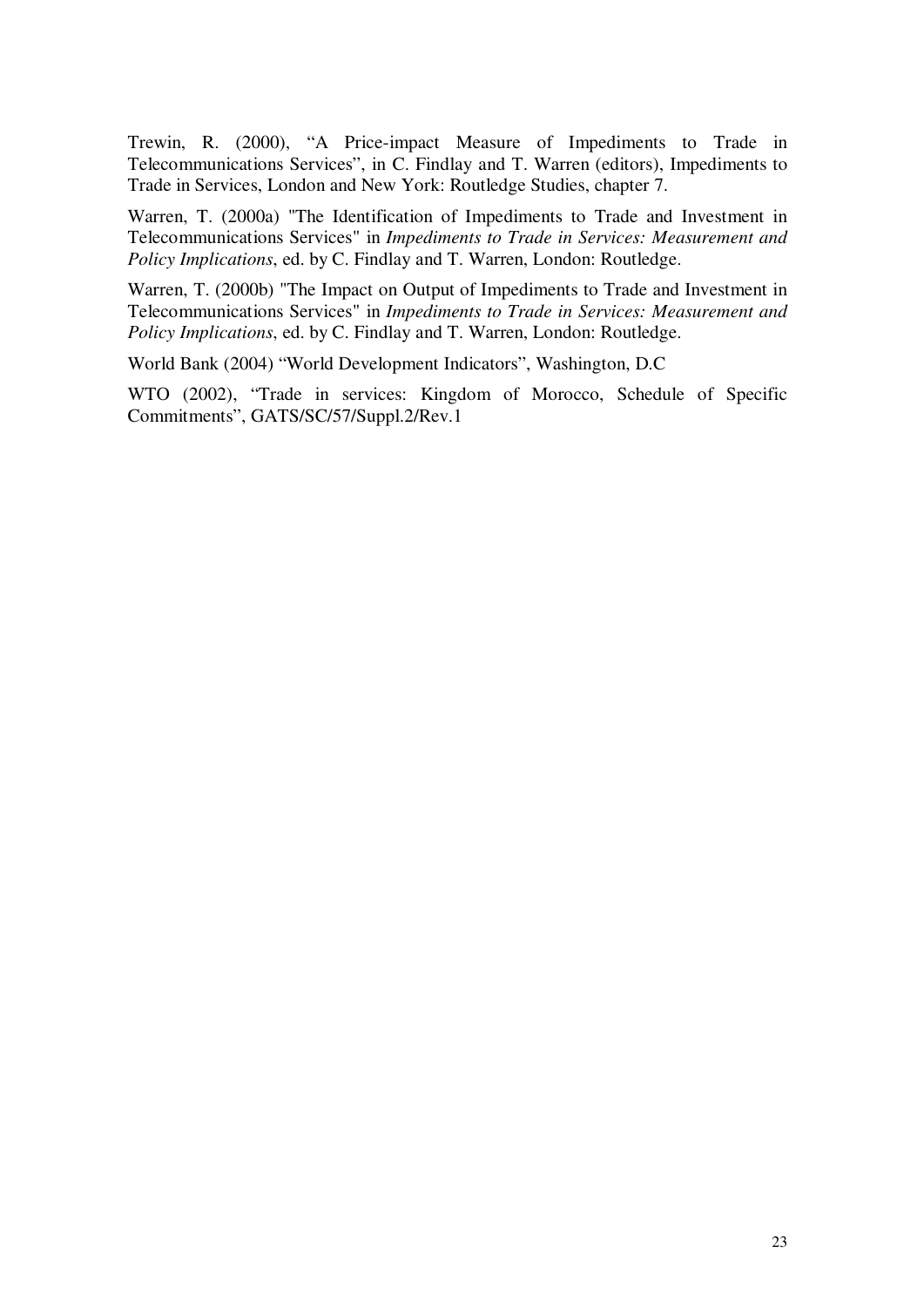Trewin, R. (2000), "A Price-impact Measure of Impediments to Trade in Telecommunications Services", in C. Findlay and T. Warren (editors), Impediments to Trade in Services, London and New York: Routledge Studies, chapter 7.

Warren, T. (2000a) "The Identification of Impediments to Trade and Investment in Telecommunications Services" in *Impediments to Trade in Services: Measurement and Policy Implications*, ed. by C. Findlay and T. Warren, London: Routledge.

Warren, T. (2000b) "The Impact on Output of Impediments to Trade and Investment in Telecommunications Services" in *Impediments to Trade in Services: Measurement and Policy Implications*, ed. by C. Findlay and T. Warren, London: Routledge.

World Bank (2004) "World Development Indicators", Washington, D.C

WTO (2002), "Trade in services: Kingdom of Morocco, Schedule of Specific Commitments", GATS/SC/57/Suppl.2/Rev.1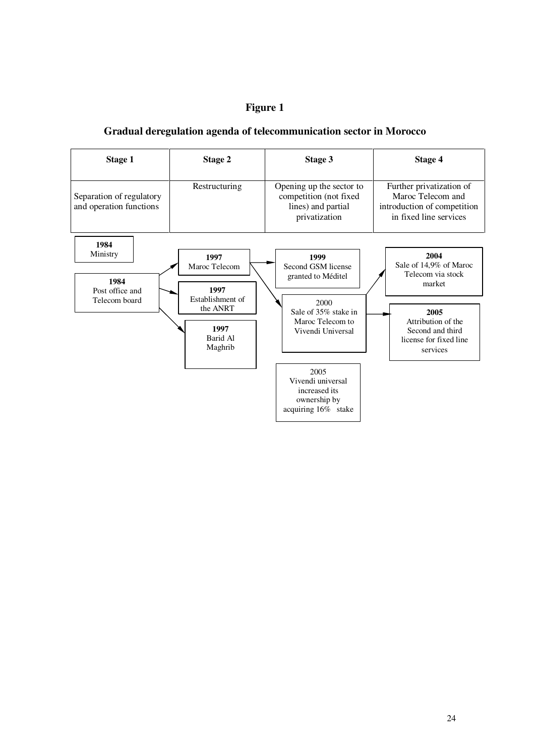# Figure 1

## Gradual deregulation agenda of telecommunication sector in Morocco

| Stage 1 | Stage 2 | Stage 3 | Stage 4 |
|---|---|---|---|
| Separation of regulatory and operation functions | Restructuring | Opening up the sector to competition (not fixed lines) and partial privatization | Further privatization of Maroc Telecom and introduction of competition in fixed line services |

**1984**
Ministry

**1984**
Post office and Telecom board

**1997**
Maroc Telecom

**1997**
Establishment of the ANRT

**1997**
Barid Al Maghrib

**1999**
Second GSM license granted to Méditel

2000
Sale of 35% stake in Maroc Telecom to Vivendi Universal

2005
Vivendi universal increased its ownership by acquiring 16% stake

**2004**
Sale of 14,9% of Maroc Telecom via stock market

**2005**
Attribution of the Second and third license for fixed line services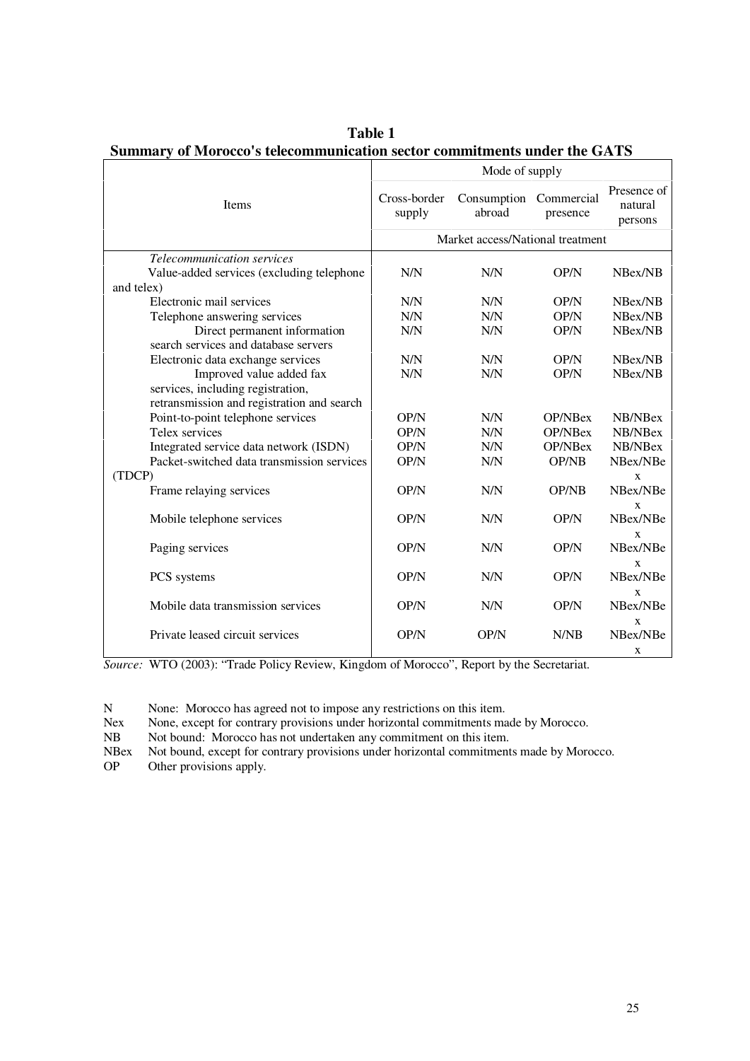**Table 1**
**Summary of Morocco's telecommunication sector commitments under the GATS**

| Items | Mode of supply | | | |
|---|---|---|---|---|
| | Cross-border supply | Consumption abroad | Commercial presence | Presence of natural persons |
| | Market access/National treatment | | | |
| *Telecommunication services* | | | | |
| Value-added services (excluding telephone and telex) | N/N | N/N | OP/N | NBex/NB |
| Electronic mail services | N/N | N/N | OP/N | NBex/NB |
| Telephone answering services | N/N | N/N | OP/N | NBex/NB |
| Direct permanent information search services and database servers | N/N | N/N | OP/N | NBex/NB |
| Electronic data exchange services | N/N | N/N | OP/N | NBex/NB |
| Improved value added fax services, including registration, retransmission and registration and search | N/N | N/N | OP/N | NBex/NB |
| Point-to-point telephone services | OP/N | N/N | OP/NBex | NB/NBex |
| Telex services | OP/N | N/N | OP/NBex | NB/NBex |
| Integrated service data network (ISDN) | OP/N | N/N | OP/NBex | NB/NBex |
| Packet-switched data transmission services (TDCP) | OP/N | N/N | OP/NB | NBex/NBex |
| Frame relaying services | OP/N | N/N | OP/NB | NBex/NBex |
| Mobile telephone services | OP/N | N/N | OP/N | NBex/NBex |
| Paging services | OP/N | N/N | OP/N | NBex/NBex |
| PCS systems | OP/N | N/N | OP/N | NBex/NBex |
| Mobile data transmission services | OP/N | N/N | OP/N | NBex/NBex |
| Private leased circuit services | OP/N | OP/N | N/NB | NBex/NBex |

*Source:* WTO (2003): "Trade Policy Review, Kingdom of Morocco", Report by the Secretariat.

N None: Morocco has agreed not to impose any restrictions on this item.
Nex None, except for contrary provisions under horizontal commitments made by Morocco.
NB Not bound: Morocco has not undertaken any commitment on this item.
NBex Not bound, except for contrary provisions under horizontal commitments made by Morocco.
OP Other provisions apply.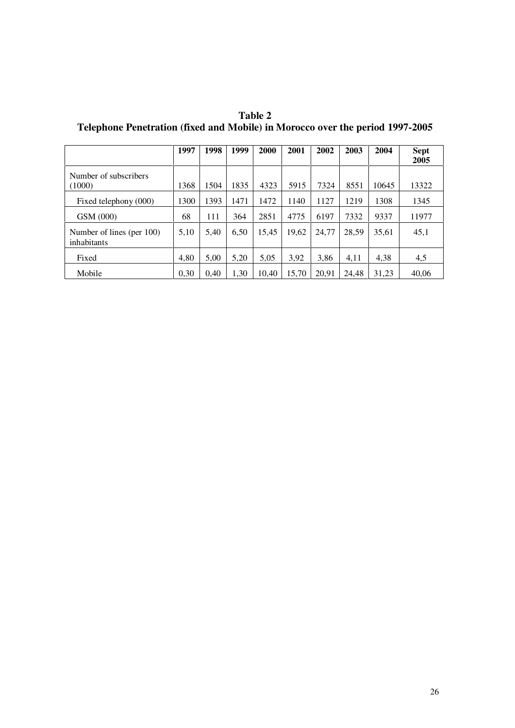**Table 2**
**Telephone Penetration (fixed and Mobile) in Morocco over the period 1997-2005**

| | 1997 | 1998 | 1999 | 2000 | 2001 | 2002 | 2003 | 2004 | Sept 2005 |
|---|---|---|---|---|---|---|---|---|---|
| Number of subscribers (1000) | 1368 | 1504 | 1835 | 4323 | 5915 | 7324 | 8551 | 10645 | 13322 |
| Fixed telephony (000) | 1300 | 1393 | 1471 | 1472 | 1140 | 1127 | 1219 | 1308 | 1345 |
| GSM (000) | 68 | 111 | 364 | 2851 | 4775 | 6197 | 7332 | 9337 | 11977 |
| Number of lines (per 100) inhabitants | 5,10 | 5,40 | 6,50 | 15,45 | 19,62 | 24,77 | 28,59 | 35,61 | 45,1 |
| Fixed | 4,80 | 5,00 | 5,20 | 5,05 | 3,92 | 3,86 | 4,11 | 4,38 | 4,5 |
| Mobile | 0,30 | 0,40 | 1,30 | 10,40 | 15,70 | 20,91 | 24,48 | 31,23 | 40,06 |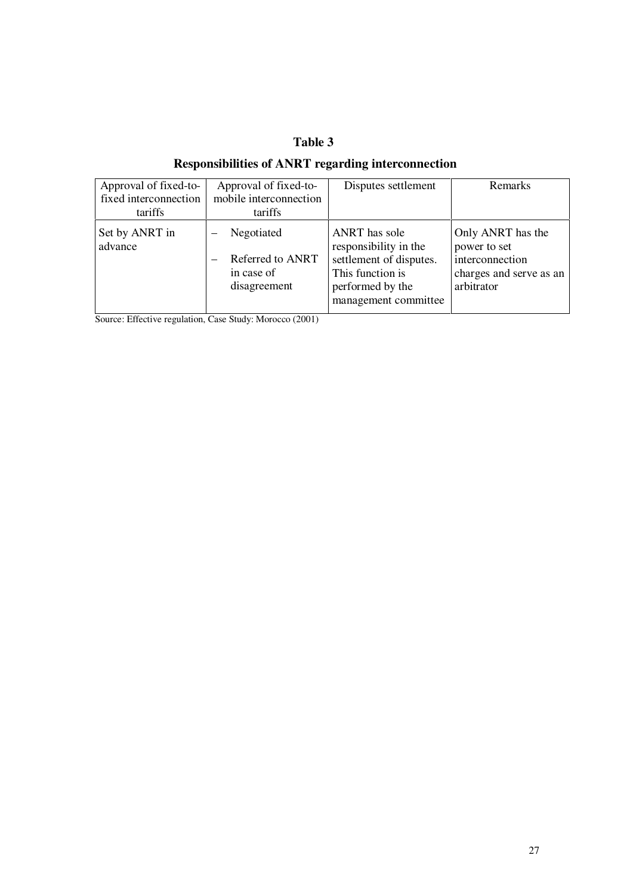**Table 3**

**Responsibilities of ANRT regarding interconnection**

| Approval of fixed-to-fixed interconnection tariffs | Approval of fixed-to-mobile interconnection tariffs | Disputes settlement | Remarks |
|---|---|---|---|
| Set by ANRT in advance | – Negotiated<br>– Referred to ANRT in case of disagreement | ANRT has sole responsibility in the settlement of disputes. This function is performed by the management committee | Only ANRT has the power to set interconnection charges and serve as an arbitrator |

Source: Effective regulation, Case Study: Morocco (2001)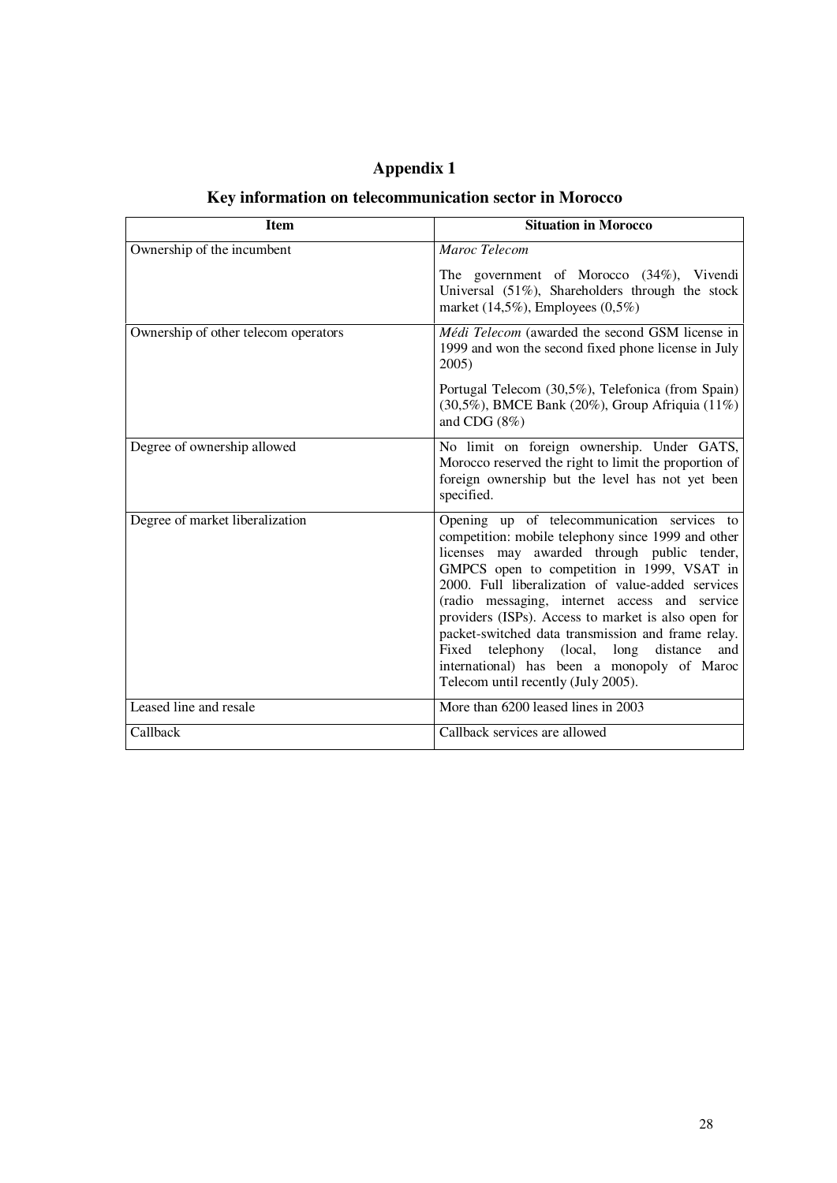# Appendix 1

## Key information on telecommunication sector in Morocco

| Item | Situation in Morocco |
|---|---|
| Ownership of the incumbent | *Maroc Telecom*<br><br>The government of Morocco (34%), Vivendi Universal (51%), Shareholders through the stock market (14,5%), Employees (0,5%) |
| Ownership of other telecom operators | *Médi Telecom* (awarded the second GSM license in 1999 and won the second fixed phone license in July 2005)<br><br>Portugal Telecom (30,5%), Telefonica (from Spain) (30,5%), BMCE Bank (20%), Group Afriquia (11%) and CDG (8%) |
| Degree of ownership allowed | No limit on foreign ownership. Under GATS, Morocco reserved the right to limit the proportion of foreign ownership but the level has not yet been specified. |
| Degree of market liberalization | Opening up of telecommunication services to competition: mobile telephony since 1999 and other licenses may awarded through public tender, GMPCS open to competition in 1999, VSAT in 2000. Full liberalization of value-added services (radio messaging, internet access and service providers (ISPs). Access to market is also open for packet-switched data transmission and frame relay. Fixed telephony (local, long distance and international) has been a monopoly of Maroc Telecom until recently (July 2005). |
| Leased line and resale | More than 6200 leased lines in 2003 |
| Callback | Callback services are allowed |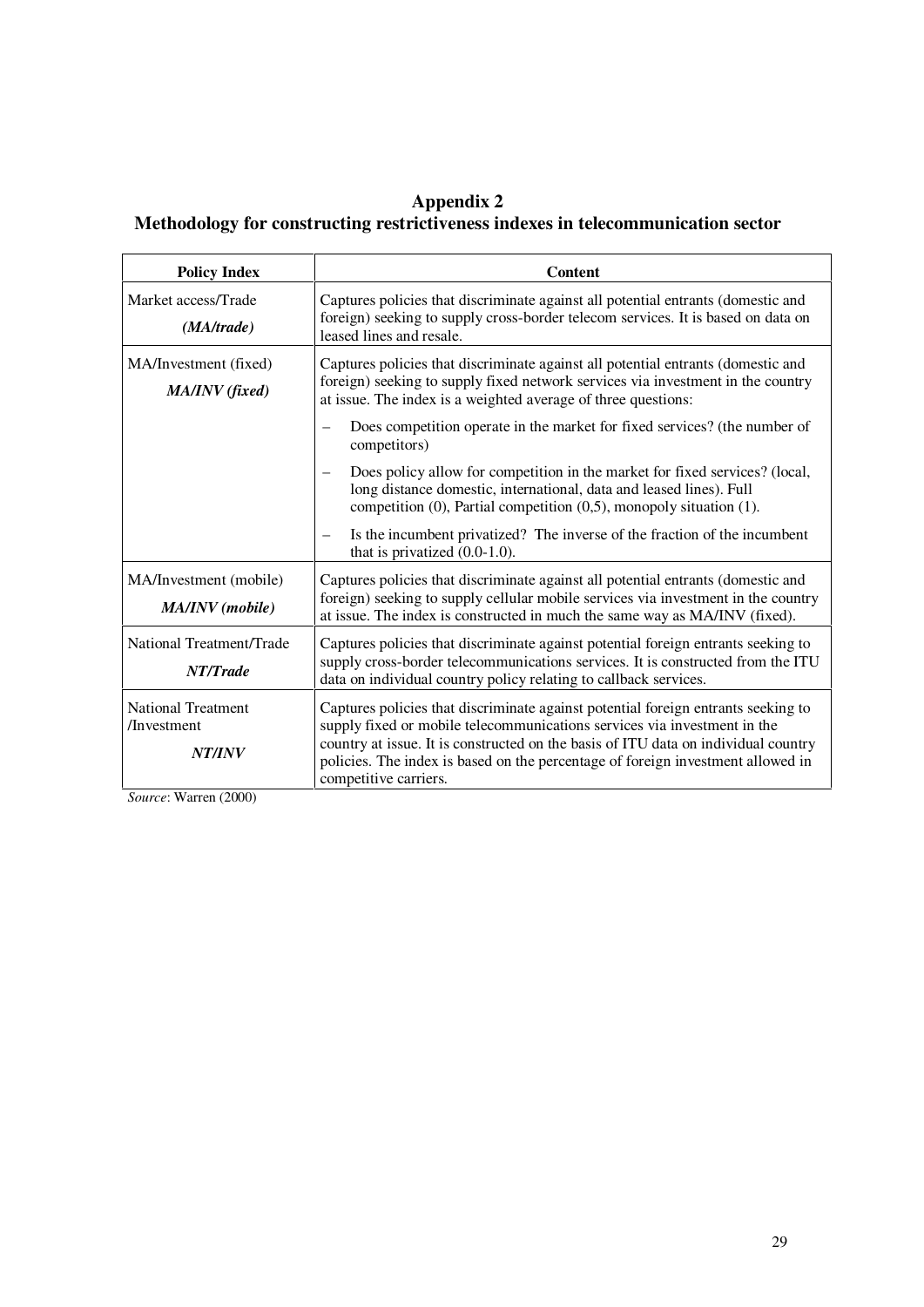# Appendix 2
## Methodology for constructing restrictiveness indexes in telecommunication sector

| Policy Index | Content |
|---|---|
| Market access/Trade ***(MA/trade)*** | Captures policies that discriminate against all potential entrants (domestic and foreign) seeking to supply cross-border telecom services. It is based on data on leased lines and resale. |
| MA/Investment (fixed) ***MA/INV (fixed)*** | Captures policies that discriminate against all potential entrants (domestic and foreign) seeking to supply fixed network services via investment in the country at issue. The index is a weighted average of three questions: – Does competition operate in the market for fixed services? (the number of competitors) – Does policy allow for competition in the market for fixed services? (local, long distance domestic, international, data and leased lines). Full competition (0), Partial competition (0,5), monopoly situation (1). – Is the incumbent privatized? The inverse of the fraction of the incumbent that is privatized (0.0-1.0). |
| MA/Investment (mobile) ***MA/INV (mobile)*** | Captures policies that discriminate against all potential entrants (domestic and foreign) seeking to supply cellular mobile services via investment in the country at issue. The index is constructed in much the same way as MA/INV (fixed). |
| National Treatment/Trade ***NT/Trade*** | Captures policies that discriminate against potential foreign entrants seeking to supply cross-border telecommunications services. It is constructed from the ITU data on individual country policy relating to callback services. |
| National Treatment /Investment ***NT/INV*** | Captures policies that discriminate against potential foreign entrants seeking to supply fixed or mobile telecommunications services via investment in the country at issue. It is constructed on the basis of ITU data on individual country policies. The index is based on the percentage of foreign investment allowed in competitive carriers. |

*Source*: Warren (2000)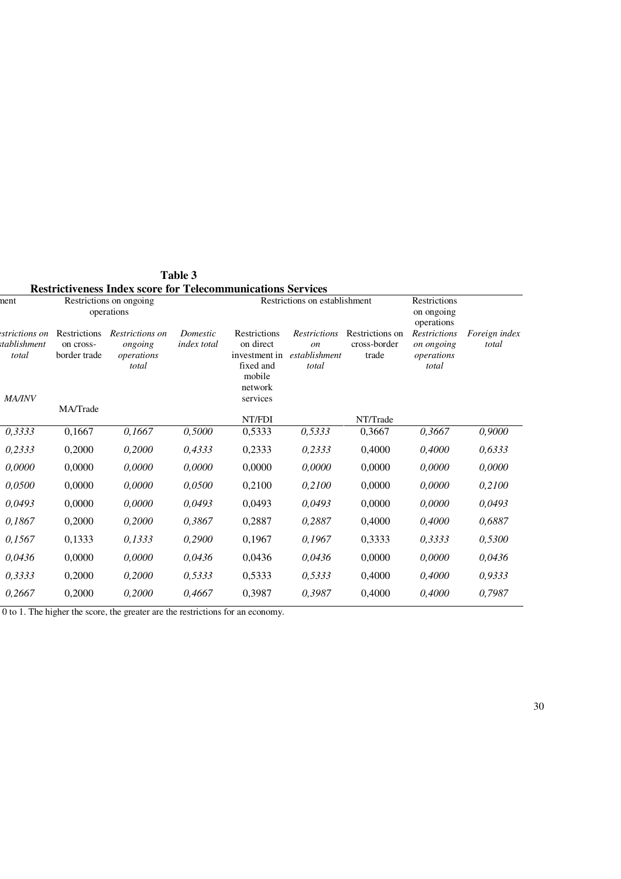**Table 3**
**Restrictiveness Index score for Telecommunications Services**

| ment | Restrictions on ongoing operations | | | Restrictions on establishment | | | Restrictions on ongoing operations | |
|---|---|---|---|---|---|---|---|---|
| *estrictions on stablishment total* | Restrictions on cross-border trade | *Restrictions on ongoing operations total* | *Domestic index total* | Restrictions on direct investment in fixed and mobile network services | *Restrictions on establishment total* | Restrictions on cross-border trade | *Restrictions on ongoing operations total* | *Foreign index total* |
| *MA/INV* | MA/Trade | | | NT/FDI | | NT/Trade | | |
| *0,3333* | 0,1667 | *0,1667* | *0,5000* | 0,5333 | *0,5333* | 0,3667 | *0,3667* | *0,9000* |
| *0,2333* | 0,2000 | *0,2000* | *0,4333* | 0,2333 | *0,2333* | 0,4000 | *0,4000* | *0,6333* |
| *0,0000* | 0,0000 | *0,0000* | *0,0000* | 0,0000 | *0,0000* | 0,0000 | *0,0000* | *0,0000* |
| *0,0500* | 0,0000 | *0,0000* | *0,0500* | 0,2100 | *0,2100* | 0,0000 | *0,0000* | *0,2100* |
| *0,0493* | 0,0000 | *0,0000* | *0,0493* | 0,0493 | *0,0493* | 0,0000 | *0,0000* | *0,0493* |
| *0,1867* | 0,2000 | *0,2000* | *0,3867* | 0,2887 | *0,2887* | 0,4000 | *0,4000* | *0,6887* |
| *0,1567* | 0,1333 | *0,1333* | *0,2900* | 0,1967 | *0,1967* | 0,3333 | *0,3333* | *0,5300* |
| *0,0436* | 0,0000 | *0,0000* | *0,0436* | 0,0436 | *0,0436* | 0,0000 | *0,0000* | *0,0436* |
| *0,3333* | 0,2000 | *0,2000* | *0,5333* | 0,5333 | *0,5333* | 0,4000 | *0,4000* | *0,9333* |
| *0,2667* | 0,2000 | *0,2000* | *0,4667* | 0,3987 | *0,3987* | 0,4000 | *0,4000* | *0,7987* |

0 to 1. The higher the score, the greater are the restrictions for an economy.